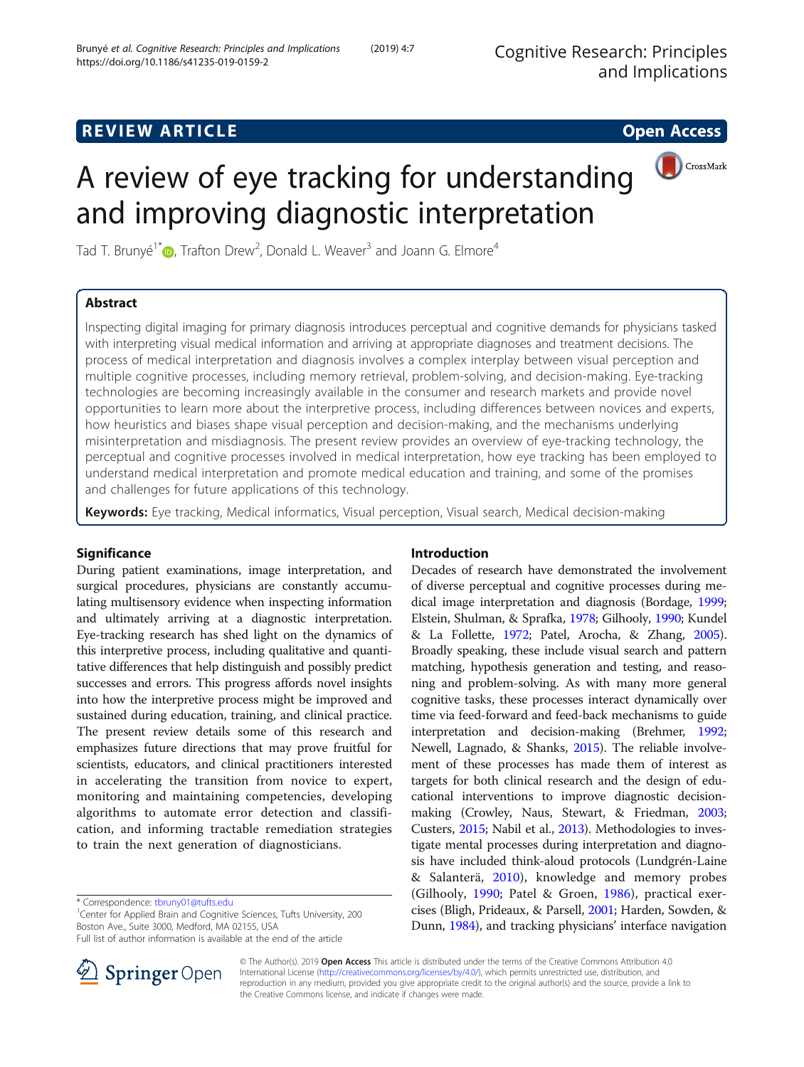REVIEW ARTICLE

Open Access

# A review of eye tracking for understanding and improving diagnostic interpretation

Tad T. Brunyé[1*], Trafton Drew[2], Donald L. Weaver[3] and Joann G. Elmore[4]

## Abstract

Inspecting digital imaging for primary diagnosis introduces perceptual and cognitive demands for physicians tasked with interpreting visual medical information and arriving at appropriate diagnoses and treatment decisions. The process of medical interpretation and diagnosis involves a complex interplay between visual perception and multiple cognitive processes, including memory retrieval, problem-solving, and decision-making. Eye-tracking technologies are becoming increasingly available in the consumer and research markets and provide novel opportunities to learn more about the interpretive process, including differences between novices and experts, how heuristics and biases shape visual perception and decision-making, and the mechanisms underlying misinterpretation and misdiagnosis. The present review provides an overview of eye-tracking technology, the perceptual and cognitive processes involved in medical interpretation, how eye tracking has been employed to understand medical interpretation and promote medical education and training, and some of the promises and challenges for future applications of this technology.

**Keywords:** Eye tracking, Medical informatics, Visual perception, Visual search, Medical decision-making

## Significance

During patient examinations, image interpretation, and surgical procedures, physicians are constantly accumulating multisensory evidence when inspecting information and ultimately arriving at a diagnostic interpretation. Eye-tracking research has shed light on the dynamics of this interpretive process, including qualitative and quantitative differences that help distinguish and possibly predict successes and errors. This progress affords novel insights into how the interpretive process might be improved and sustained during education, training, and clinical practice. The present review details some of this research and emphasizes future directions that may prove fruitful for scientists, educators, and clinical practitioners interested in accelerating the transition from novice to expert, monitoring and maintaining competencies, developing algorithms to automate error detection and classification, and informing tractable remediation strategies to train the next generation of diagnosticians.

## Introduction

Decades of research have demonstrated the involvement of diverse perceptual and cognitive processes during medical image interpretation and diagnosis (Bordage, 1999; Elstein, Shulman, & Sprafka, 1978; Gilhooly, 1990; Kundel & La Follette, 1972; Patel, Arocha, & Zhang, 2005). Broadly speaking, these include visual search and pattern matching, hypothesis generation and testing, and reasoning and problem-solving. As with many more general cognitive tasks, these processes interact dynamically over time via feed-forward and feed-back mechanisms to guide interpretation and decision-making (Brehmer, 1992; Newell, Lagnado, & Shanks, 2015). The reliable involvement of these processes has made them of interest as targets for both clinical research and the design of educational interventions to improve diagnostic decision-making (Crowley, Naus, Stewart, & Friedman, 2003; Custers, 2015; Nabil et al., 2013). Methodologies to investigate mental processes during interpretation and diagnosis have included think-aloud protocols (Lundgrén-Laine & Salanterä, 2010), knowledge and memory probes (Gilhooly, 1990; Patel & Groen, 1986), practical exercises (Bligh, Prideaux, & Parsell, 2001; Harden, Sowden, & Dunn, 1984), and tracking physicians' interface navigation

* Correspondence: tbruny01@tufts.edu

[1]Center for Applied Brain and Cognitive Sciences, Tufts University, 200 Boston Ave., Suite 3000, Medford, MA 02155, USA

Full list of author information is available at the end of the article

© The Author(s). 2019 **Open Access** This article is distributed under the terms of the Creative Commons Attribution 4.0 International License (http://creativecommons.org/licenses/by/4.0/), which permits unrestricted use, distribution, and reproduction in any medium, provided you give appropriate credit to the original author(s) and the source, provide a link to the Creative Commons license, and indicate if changes were made.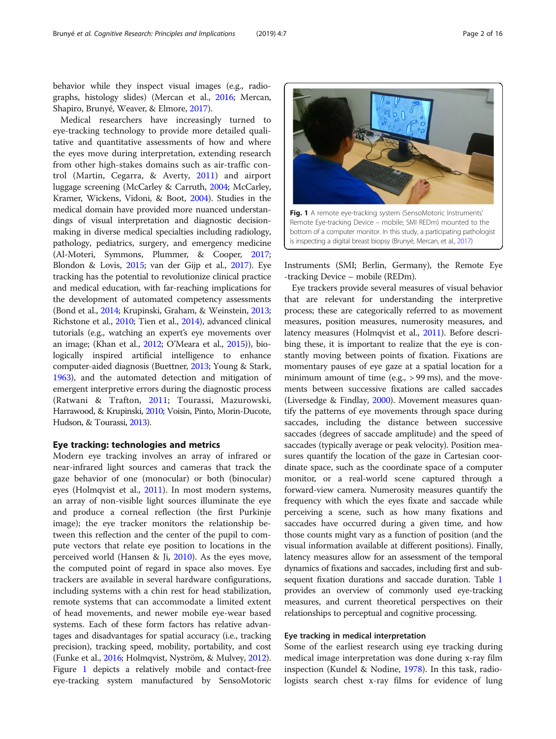behavior while they inspect visual images (e.g., radiographs, histology slides) (Mercan et al., 2016; Mercan, Shapiro, Brunyé, Weaver, & Elmore, 2017).

Medical researchers have increasingly turned to eye-tracking technology to provide more detailed qualitative and quantitative assessments of how and where the eyes move during interpretation, extending research from other high-stakes domains such as air-traffic control (Martin, Cegarra, & Averty, 2011) and airport luggage screening (McCarley & Carruth, 2004; McCarley, Kramer, Wickens, Vidoni, & Boot, 2004). Studies in the medical domain have provided more nuanced understandings of visual interpretation and diagnostic decision-making in diverse medical specialties including radiology, pathology, pediatrics, surgery, and emergency medicine (Al-Moteri, Symmons, Plummer, & Cooper, 2017; Blondon & Lovis, 2015; van der Gijp et al., 2017). Eye tracking has the potential to revolutionize clinical practice and medical education, with far-reaching implications for the development of automated competency assessments (Bond et al., 2014; Krupinski, Graham, & Weinstein, 2013; Richstone et al., 2010; Tien et al., 2014), advanced clinical tutorials (e.g., watching an expert's eye movements over an image; (Khan et al., 2012; O'Meara et al., 2015)), biologically inspired artificial intelligence to enhance computer-aided diagnosis (Buettner, 2013; Young & Stark, 1963), and the automated detection and mitigation of emergent interpretive errors during the diagnostic process (Ratwani & Trafton, 2011; Tourassi, Mazurowski, Harrawood, & Krupinski, 2010; Voisin, Pinto, Morin-Ducote, Hudson, & Tourassi, 2013).

## Eye tracking: technologies and metrics

Modern eye tracking involves an array of infrared or near-infrared light sources and cameras that track the gaze behavior of one (monocular) or both (binocular) eyes (Holmqvist et al., 2011). In most modern systems, an array of non-visible light sources illuminate the eye and produce a corneal reflection (the first Purkinje image); the eye tracker monitors the relationship between this reflection and the center of the pupil to compute vectors that relate eye position to locations in the perceived world (Hansen & Ji, 2010). As the eyes move, the computed point of regard in space also moves. Eye trackers are available in several hardware configurations, including systems with a chin rest for head stabilization, remote systems that can accommodate a limited extent of head movements, and newer mobile eye-wear based systems. Each of these form factors has relative advantages and disadvantages for spatial accuracy (i.e., tracking precision), tracking speed, mobility, portability, and cost (Funke et al., 2016; Holmqvist, Nyström, & Mulvey, 2012). Figure 1 depicts a relatively mobile and contact-free eye-tracking system manufactured by SensoMotoric Instruments (SMI; Berlin, Germany), the Remote Eye-tracking Device – mobile (REDm).

**Fig. 1** A remote eye-tracking system (SensoMotoric Instruments' Remote Eye-tracking Device – mobile; SMI REDm) mounted to the bottom of a computer monitor. In this study, a participating pathologist is inspecting a digital breast biopsy (Brunyé, Mercan, et al., 2017)

Eye trackers provide several measures of visual behavior that are relevant for understanding the interpretive process; these are categorically referred to as movement measures, position measures, numerosity measures, and latency measures (Holmqvist et al., 2011). Before describing these, it is important to realize that the eye is constantly moving between points of fixation. Fixations are momentary pauses of eye gaze at a spatial location for a minimum amount of time (e.g., > 99 ms), and the movements between successive fixations are called saccades (Liversedge & Findlay, 2000). Movement measures quantify the patterns of eye movements through space during saccades, including the distance between successive saccades (degrees of saccade amplitude) and the speed of saccades (typically average or peak velocity). Position measures quantify the location of the gaze in Cartesian coordinate space, such as the coordinate space of a computer monitor, or a real-world scene captured through a forward-view camera. Numerosity measures quantify the frequency with which the eyes fixate and saccade while perceiving a scene, such as how many fixations and saccades have occurred during a given time, and how those counts might vary as a function of position (and the visual information available at different positions). Finally, latency measures allow for an assessment of the temporal dynamics of fixations and saccades, including first and subsequent fixation durations and saccade duration. Table 1 provides an overview of commonly used eye-tracking measures, and current theoretical perspectives on their relationships to perceptual and cognitive processing.

### Eye tracking in medical interpretation

Some of the earliest research using eye tracking during medical image interpretation was done during x-ray film inspection (Kundel & Nodine, 1978). In this task, radiologists search chest x-ray films for evidence of lung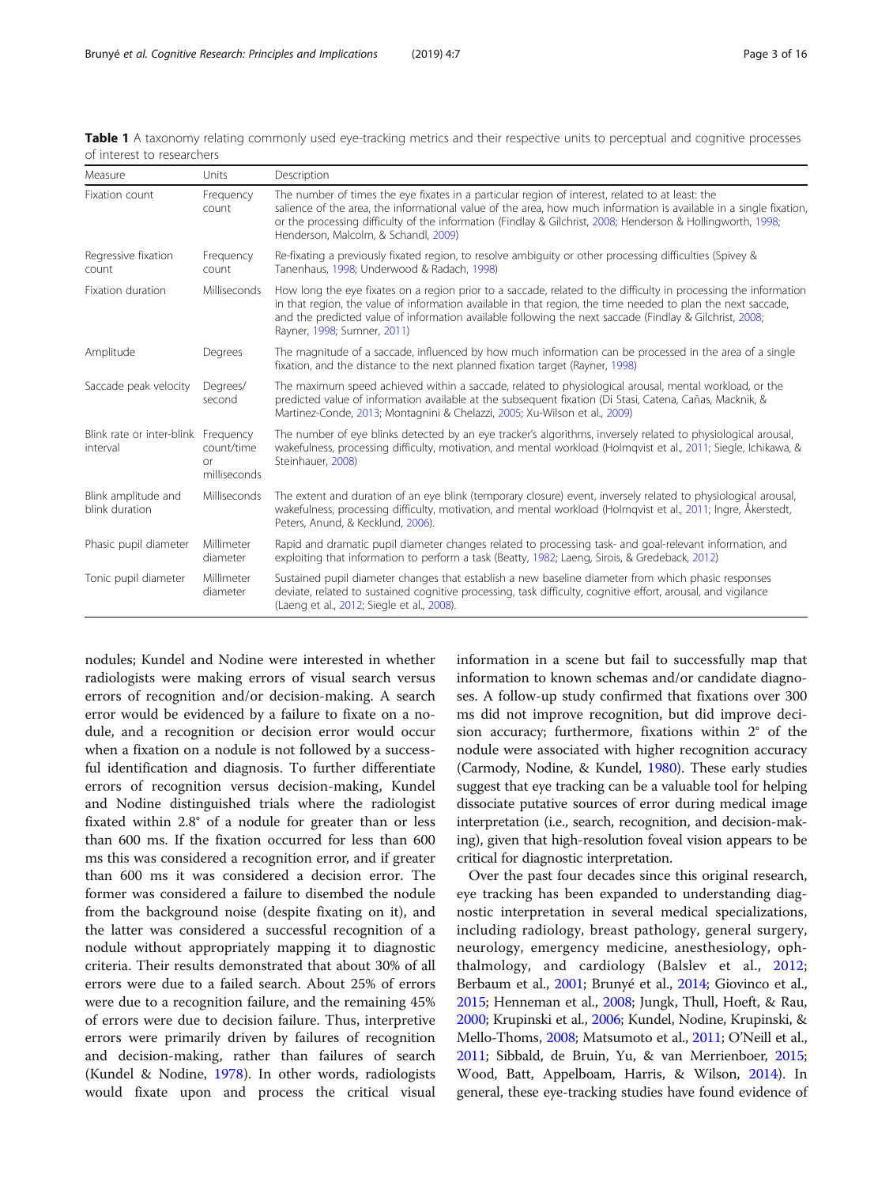**Table 1** A taxonomy relating commonly used eye-tracking metrics and their respective units to perceptual and cognitive processes of interest to researchers

| Measure | Units | Description |
|---|---|---|
| Fixation count | Frequency count | The number of times the eye fixates in a particular region of interest, related to at least: the salience of the area, the informational value of the area, how much information is available in a single fixation, or the processing difficulty of the information (Findlay & Gilchrist, 2008; Henderson & Hollingworth, 1998; Henderson, Malcolm, & Schandl, 2009) |
| Regressive fixation count | Frequency count | Re-fixating a previously fixated region, to resolve ambiguity or other processing difficulties (Spivey & Tanenhaus, 1998; Underwood & Radach, 1998) |
| Fixation duration | Milliseconds | How long the eye fixates on a region prior to a saccade, related to the difficulty in processing the information in that region, the value of information available in that region, the time needed to plan the next saccade, and the predicted value of information available following the next saccade (Findlay & Gilchrist, 2008; Rayner, 1998; Sumner, 2011) |
| Amplitude | Degrees | The magnitude of a saccade, influenced by how much information can be processed in the area of a single fixation, and the distance to the next planned fixation target (Rayner, 1998) |
| Saccade peak velocity | Degrees/second | The maximum speed achieved within a saccade, related to physiological arousal, mental workload, or the predicted value of information available at the subsequent fixation (Di Stasi, Catena, Cañas, Macknik, & Martinez-Conde, 2013; Montagnini & Chelazzi, 2005; Xu-Wilson et al., 2009) |
| Blink rate or inter-blink interval | Frequency count/time or milliseconds | The number of eye blinks detected by an eye tracker's algorithms, inversely related to physiological arousal, wakefulness, processing difficulty, motivation, and mental workload (Holmqvist et al., 2011; Siegle, Ichikawa, & Steinhauer, 2008) |
| Blink amplitude and blink duration | Milliseconds | The extent and duration of an eye blink (temporary closure) event, inversely related to physiological arousal, wakefulness, processing difficulty, motivation, and mental workload (Holmqvist et al., 2011; Ingre, Åkerstedt, Peters, Anund, & Kecklund, 2006). |
| Phasic pupil diameter | Millimeter diameter | Rapid and dramatic pupil diameter changes related to processing task- and goal-relevant information, and exploiting that information to perform a task (Beatty, 1982; Laeng, Sirois, & Gredeback, 2012) |
| Tonic pupil diameter | Millimeter diameter | Sustained pupil diameter changes that establish a new baseline diameter from which phasic responses deviate, related to sustained cognitive processing, task difficulty, cognitive effort, arousal, and vigilance (Laeng et al., 2012; Siegle et al., 2008). |

nodules; Kundel and Nodine were interested in whether radiologists were making errors of visual search versus errors of recognition and/or decision-making. A search error would be evidenced by a failure to fixate on a nodule, and a recognition or decision error would occur when a fixation on a nodule is not followed by a successful identification and diagnosis. To further differentiate errors of recognition versus decision-making, Kundel and Nodine distinguished trials where the radiologist fixated within 2.8° of a nodule for greater than or less than 600 ms. If the fixation occurred for less than 600 ms this was considered a recognition error, and if greater than 600 ms it was considered a decision error. The former was considered a failure to disembed the nodule from the background noise (despite fixating on it), and the latter was considered a successful recognition of a nodule without appropriately mapping it to diagnostic criteria. Their results demonstrated that about 30% of all errors were due to a failed search. About 25% of errors were due to a recognition failure, and the remaining 45% of errors were due to decision failure. Thus, interpretive errors were primarily driven by failures of recognition and decision-making, rather than failures of search (Kundel & Nodine, 1978). In other words, radiologists would fixate upon and process the critical visual information in a scene but fail to successfully map that information to known schemas and/or candidate diagnoses. A follow-up study confirmed that fixations over 300 ms did not improve recognition, but did improve decision accuracy; furthermore, fixations within 2° of the nodule were associated with higher recognition accuracy (Carmody, Nodine, & Kundel, 1980). These early studies suggest that eye tracking can be a valuable tool for helping dissociate putative sources of error during medical image interpretation (i.e., search, recognition, and decision-making), given that high-resolution foveal vision appears to be critical for diagnostic interpretation.

Over the past four decades since this original research, eye tracking has been expanded to understanding diagnostic interpretation in several medical specializations, including radiology, breast pathology, general surgery, neurology, emergency medicine, anesthesiology, ophthalmology, and cardiology (Balslev et al., 2012; Berbaum et al., 2001; Brunyé et al., 2014; Giovinco et al., 2015; Henneman et al., 2008; Jungk, Thull, Hoeft, & Rau, 2000; Krupinski et al., 2006; Kundel, Nodine, Krupinski, & Mello-Thoms, 2008; Matsumoto et al., 2011; O'Neill et al., 2011; Sibbald, de Bruin, Yu, & van Merrienboer, 2015; Wood, Batt, Appelboam, Harris, & Wilson, 2014). In general, these eye-tracking studies have found evidence of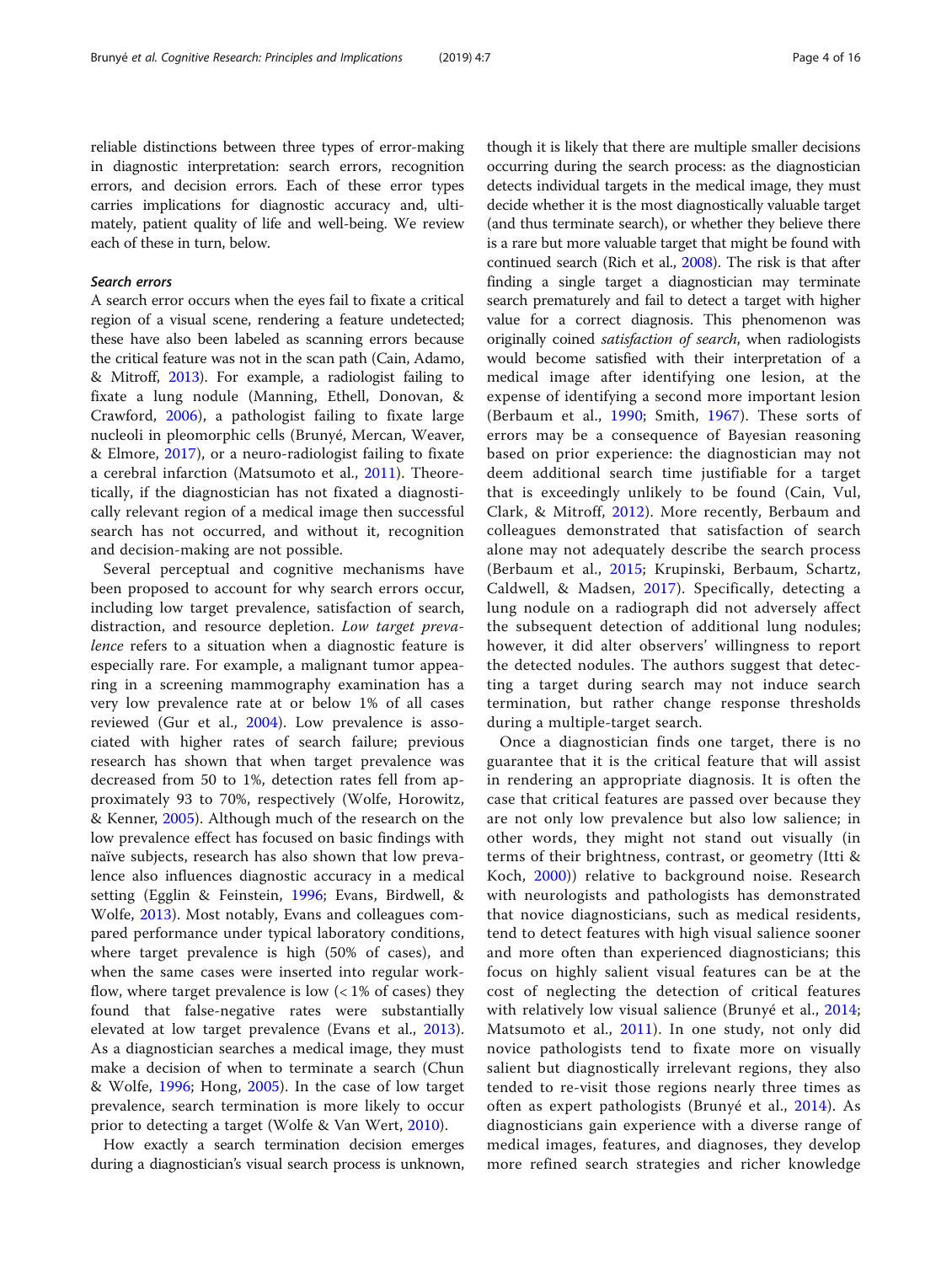reliable distinctions between three types of error-making in diagnostic interpretation: search errors, recognition errors, and decision errors. Each of these error types carries implications for diagnostic accuracy and, ultimately, patient quality of life and well-being. We review each of these in turn, below.

### *Search errors*

A search error occurs when the eyes fail to fixate a critical region of a visual scene, rendering a feature undetected; these have also been labeled as scanning errors because the critical feature was not in the scan path (Cain, Adamo, & Mitroff, 2013). For example, a radiologist failing to fixate a lung nodule (Manning, Ethell, Donovan, & Crawford, 2006), a pathologist failing to fixate large nucleoli in pleomorphic cells (Brunyé, Mercan, Weaver, & Elmore, 2017), or a neuro-radiologist failing to fixate a cerebral infarction (Matsumoto et al., 2011). Theoretically, if the diagnostician has not fixated a diagnostically relevant region of a medical image then successful search has not occurred, and without it, recognition and decision-making are not possible.

Several perceptual and cognitive mechanisms have been proposed to account for why search errors occur, including low target prevalence, satisfaction of search, distraction, and resource depletion. *Low target prevalence* refers to a situation when a diagnostic feature is especially rare. For example, a malignant tumor appearing in a screening mammography examination has a very low prevalence rate at or below 1% of all cases reviewed (Gur et al., 2004). Low prevalence is associated with higher rates of search failure; previous research has shown that when target prevalence was decreased from 50 to 1%, detection rates fell from approximately 93 to 70%, respectively (Wolfe, Horowitz, & Kenner, 2005). Although much of the research on the low prevalence effect has focused on basic findings with naïve subjects, research has also shown that low prevalence also influences diagnostic accuracy in a medical setting (Egglin & Feinstein, 1996; Evans, Birdwell, & Wolfe, 2013). Most notably, Evans and colleagues compared performance under typical laboratory conditions, where target prevalence is high (50% of cases), and when the same cases were inserted into regular workflow, where target prevalence is low (< 1% of cases) they found that false-negative rates were substantially elevated at low target prevalence (Evans et al., 2013). As a diagnostician searches a medical image, they must make a decision of when to terminate a search (Chun & Wolfe, 1996; Hong, 2005). In the case of low target prevalence, search termination is more likely to occur prior to detecting a target (Wolfe & Van Wert, 2010).

How exactly a search termination decision emerges during a diagnostician's visual search process is unknown, though it is likely that there are multiple smaller decisions occurring during the search process: as the diagnostician detects individual targets in the medical image, they must decide whether it is the most diagnostically valuable target (and thus terminate search), or whether they believe there is a rare but more valuable target that might be found with continued search (Rich et al., 2008). The risk is that after finding a single target a diagnostician may terminate search prematurely and fail to detect a target with higher value for a correct diagnosis. This phenomenon was originally coined *satisfaction of search*, when radiologists would become satisfied with their interpretation of a medical image after identifying one lesion, at the expense of identifying a second more important lesion (Berbaum et al., 1990; Smith, 1967). These sorts of errors may be a consequence of Bayesian reasoning based on prior experience: the diagnostician may not deem additional search time justifiable for a target that is exceedingly unlikely to be found (Cain, Vul, Clark, & Mitroff, 2012). More recently, Berbaum and colleagues demonstrated that satisfaction of search alone may not adequately describe the search process (Berbaum et al., 2015; Krupinski, Berbaum, Schartz, Caldwell, & Madsen, 2017). Specifically, detecting a lung nodule on a radiograph did not adversely affect the subsequent detection of additional lung nodules; however, it did alter observers' willingness to report the detected nodules. The authors suggest that detecting a target during search may not induce search termination, but rather change response thresholds during a multiple-target search.

Once a diagnostician finds one target, there is no guarantee that it is the critical feature that will assist in rendering an appropriate diagnosis. It is often the case that critical features are passed over because they are not only low prevalence but also low salience; in other words, they might not stand out visually (in terms of their brightness, contrast, or geometry (Itti & Koch, 2000)) relative to background noise. Research with neurologists and pathologists has demonstrated that novice diagnosticians, such as medical residents, tend to detect features with high visual salience sooner and more often than experienced diagnosticians; this focus on highly salient visual features can be at the cost of neglecting the detection of critical features with relatively low visual salience (Brunyé et al., 2014; Matsumoto et al., 2011). In one study, not only did novice pathologists tend to fixate more on visually salient but diagnostically irrelevant regions, they also tended to re-visit those regions nearly three times as often as expert pathologists (Brunyé et al., 2014). As diagnosticians gain experience with a diverse range of medical images, features, and diagnoses, they develop more refined search strategies and richer knowledge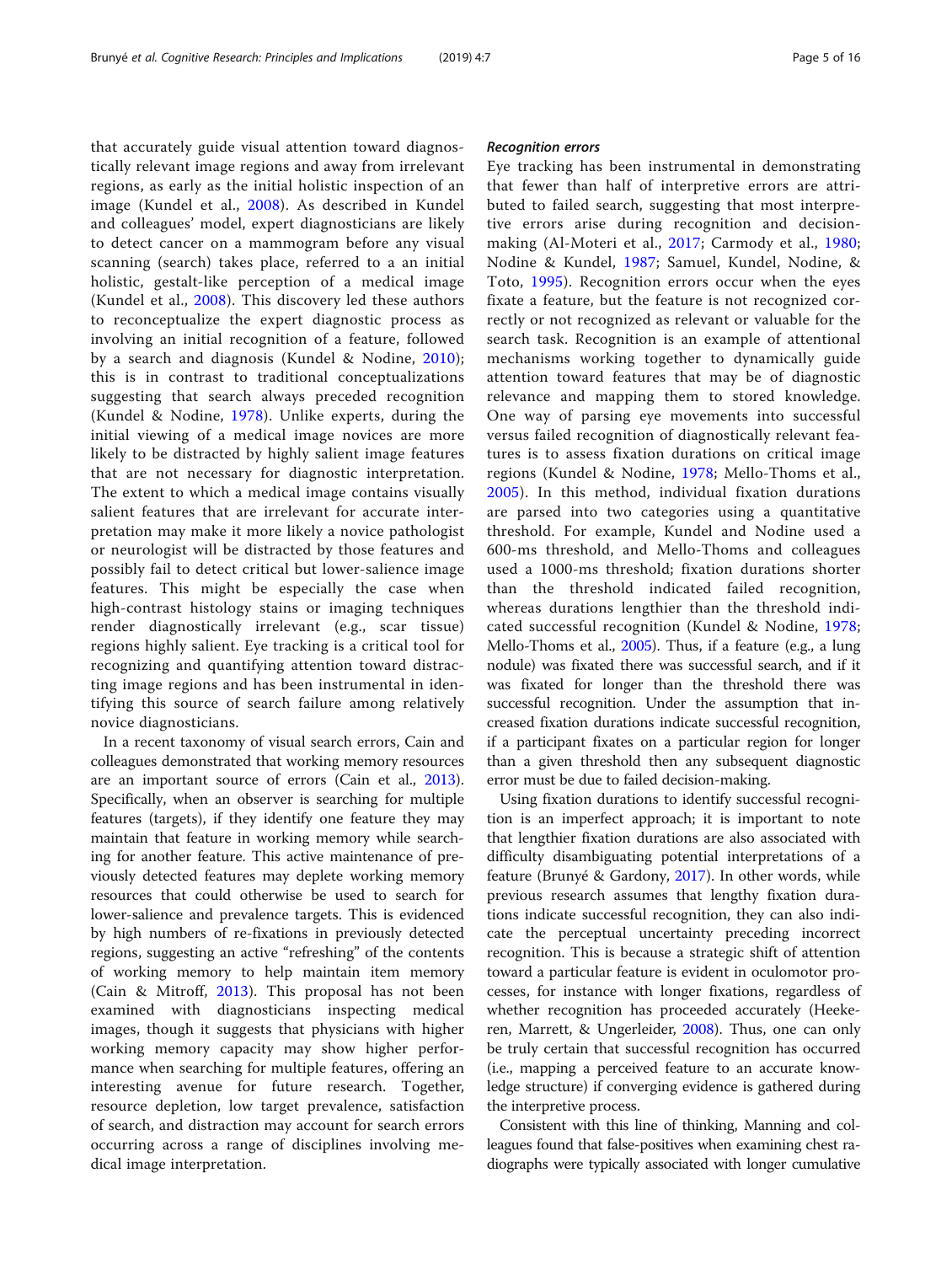that accurately guide visual attention toward diagnostically relevant image regions and away from irrelevant regions, as early as the initial holistic inspection of an image (Kundel et al., 2008). As described in Kundel and colleagues' model, expert diagnosticians are likely to detect cancer on a mammogram before any visual scanning (search) takes place, referred to a an initial holistic, gestalt-like perception of a medical image (Kundel et al., 2008). This discovery led these authors to reconceptualize the expert diagnostic process as involving an initial recognition of a feature, followed by a search and diagnosis (Kundel & Nodine, 2010); this is in contrast to traditional conceptualizations suggesting that search always preceded recognition (Kundel & Nodine, 1978). Unlike experts, during the initial viewing of a medical image novices are more likely to be distracted by highly salient image features that are not necessary for diagnostic interpretation. The extent to which a medical image contains visually salient features that are irrelevant for accurate interpretation may make it more likely a novice pathologist or neurologist will be distracted by those features and possibly fail to detect critical but lower-salience image features. This might be especially the case when high-contrast histology stains or imaging techniques render diagnostically irrelevant (e.g., scar tissue) regions highly salient. Eye tracking is a critical tool for recognizing and quantifying attention toward distracting image regions and has been instrumental in identifying this source of search failure among relatively novice diagnosticians.

In a recent taxonomy of visual search errors, Cain and colleagues demonstrated that working memory resources are an important source of errors (Cain et al., 2013). Specifically, when an observer is searching for multiple features (targets), if they identify one feature they may maintain that feature in working memory while searching for another feature. This active maintenance of previously detected features may deplete working memory resources that could otherwise be used to search for lower-salience and prevalence targets. This is evidenced by high numbers of re-fixations in previously detected regions, suggesting an active "refreshing" of the contents of working memory to help maintain item memory (Cain & Mitroff, 2013). This proposal has not been examined with diagnosticians inspecting medical images, though it suggests that physicians with higher working memory capacity may show higher performance when searching for multiple features, offering an interesting avenue for future research. Together, resource depletion, low target prevalence, satisfaction of search, and distraction may account for search errors occurring across a range of disciplines involving medical image interpretation.

#### *Recognition errors*

Eye tracking has been instrumental in demonstrating that fewer than half of interpretive errors are attributed to failed search, suggesting that most interpretive errors arise during recognition and decision-making (Al-Moteri et al., 2017; Carmody et al., 1980; Nodine & Kundel, 1987; Samuel, Kundel, Nodine, & Toto, 1995). Recognition errors occur when the eyes fixate a feature, but the feature is not recognized correctly or not recognized as relevant or valuable for the search task. Recognition is an example of attentional mechanisms working together to dynamically guide attention toward features that may be of diagnostic relevance and mapping them to stored knowledge. One way of parsing eye movements into successful versus failed recognition of diagnostically relevant features is to assess fixation durations on critical image regions (Kundel & Nodine, 1978; Mello-Thoms et al., 2005). In this method, individual fixation durations are parsed into two categories using a quantitative threshold. For example, Kundel and Nodine used a 600-ms threshold, and Mello-Thoms and colleagues used a 1000-ms threshold; fixation durations shorter than the threshold indicated failed recognition, whereas durations lengthier than the threshold indicated successful recognition (Kundel & Nodine, 1978; Mello-Thoms et al., 2005). Thus, if a feature (e.g., a lung nodule) was fixated there was successful search, and if it was fixated for longer than the threshold there was successful recognition. Under the assumption that increased fixation durations indicate successful recognition, if a participant fixates on a particular region for longer than a given threshold then any subsequent diagnostic error must be due to failed decision-making.

Using fixation durations to identify successful recognition is an imperfect approach; it is important to note that lengthier fixation durations are also associated with difficulty disambiguating potential interpretations of a feature (Brunyé & Gardony, 2017). In other words, while previous research assumes that lengthy fixation durations indicate successful recognition, they can also indicate the perceptual uncertainty preceding incorrect recognition. This is because a strategic shift of attention toward a particular feature is evident in oculomotor processes, for instance with longer fixations, regardless of whether recognition has proceeded accurately (Heekeren, Marrett, & Ungerleider, 2008). Thus, one can only be truly certain that successful recognition has occurred (i.e., mapping a perceived feature to an accurate knowledge structure) if converging evidence is gathered during the interpretive process.

Consistent with this line of thinking, Manning and colleagues found that false-positives when examining chest radiographs were typically associated with longer cumulative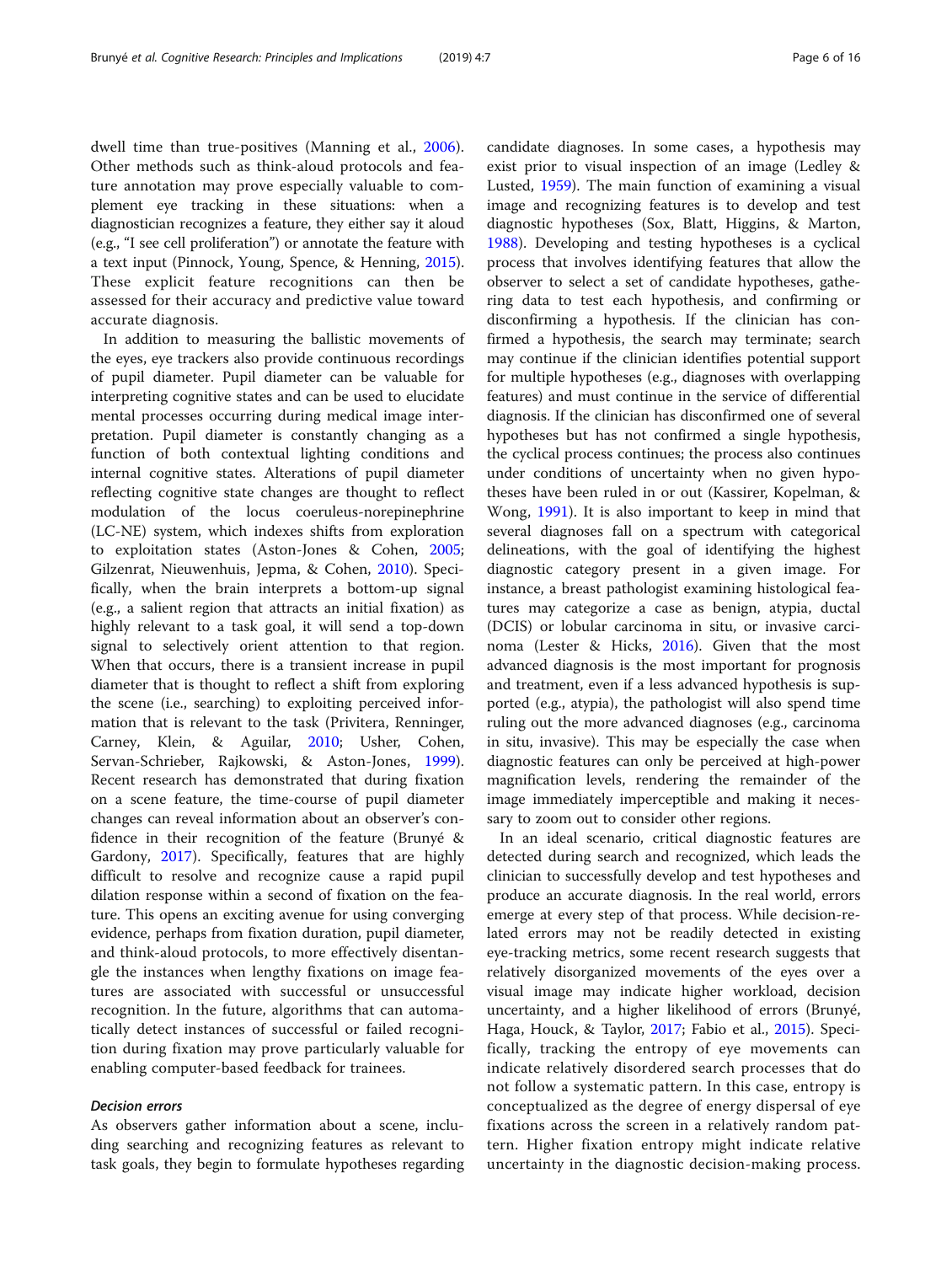dwell time than true-positives (Manning et al., 2006). Other methods such as think-aloud protocols and feature annotation may prove especially valuable to complement eye tracking in these situations: when a diagnostician recognizes a feature, they either say it aloud (e.g., "I see cell proliferation") or annotate the feature with a text input (Pinnock, Young, Spence, & Henning, 2015). These explicit feature recognitions can then be assessed for their accuracy and predictive value toward accurate diagnosis.

In addition to measuring the ballistic movements of the eyes, eye trackers also provide continuous recordings of pupil diameter. Pupil diameter can be valuable for interpreting cognitive states and can be used to elucidate mental processes occurring during medical image interpretation. Pupil diameter is constantly changing as a function of both contextual lighting conditions and internal cognitive states. Alterations of pupil diameter reflecting cognitive state changes are thought to reflect modulation of the locus coeruleus-norepinephrine (LC-NE) system, which indexes shifts from exploration to exploitation states (Aston-Jones & Cohen, 2005; Gilzenrat, Nieuwenhuis, Jepma, & Cohen, 2010). Specifically, when the brain interprets a bottom-up signal (e.g., a salient region that attracts an initial fixation) as highly relevant to a task goal, it will send a top-down signal to selectively orient attention to that region. When that occurs, there is a transient increase in pupil diameter that is thought to reflect a shift from exploring the scene (i.e., searching) to exploiting perceived information that is relevant to the task (Privitera, Renninger, Carney, Klein, & Aguilar, 2010; Usher, Cohen, Servan-Schrieber, Rajkowski, & Aston-Jones, 1999). Recent research has demonstrated that during fixation on a scene feature, the time-course of pupil diameter changes can reveal information about an observer's confidence in their recognition of the feature (Brunyé & Gardony, 2017). Specifically, features that are highly difficult to resolve and recognize cause a rapid pupil dilation response within a second of fixation on the feature. This opens an exciting avenue for using converging evidence, perhaps from fixation duration, pupil diameter, and think-aloud protocols, to more effectively disentangle the instances when lengthy fixations on image features are associated with successful or unsuccessful recognition. In the future, algorithms that can automatically detect instances of successful or failed recognition during fixation may prove particularly valuable for enabling computer-based feedback for trainees.

#### *Decision errors*

As observers gather information about a scene, including searching and recognizing features as relevant to task goals, they begin to formulate hypotheses regarding candidate diagnoses. In some cases, a hypothesis may exist prior to visual inspection of an image (Ledley & Lusted, 1959). The main function of examining a visual image and recognizing features is to develop and test diagnostic hypotheses (Sox, Blatt, Higgins, & Marton, 1988). Developing and testing hypotheses is a cyclical process that involves identifying features that allow the observer to select a set of candidate hypotheses, gathering data to test each hypothesis, and confirming or disconfirming a hypothesis. If the clinician has confirmed a hypothesis, the search may terminate; search may continue if the clinician identifies potential support for multiple hypotheses (e.g., diagnoses with overlapping features) and must continue in the service of differential diagnosis. If the clinician has disconfirmed one of several hypotheses but has not confirmed a single hypothesis, the cyclical process continues; the process also continues under conditions of uncertainty when no given hypotheses have been ruled in or out (Kassirer, Kopelman, & Wong, 1991). It is also important to keep in mind that several diagnoses fall on a spectrum with categorical delineations, with the goal of identifying the highest diagnostic category present in a given image. For instance, a breast pathologist examining histological features may categorize a case as benign, atypia, ductal (DCIS) or lobular carcinoma in situ, or invasive carcinoma (Lester & Hicks, 2016). Given that the most advanced diagnosis is the most important for prognosis and treatment, even if a less advanced hypothesis is supported (e.g., atypia), the pathologist will also spend time ruling out the more advanced diagnoses (e.g., carcinoma in situ, invasive). This may be especially the case when diagnostic features can only be perceived at high-power magnification levels, rendering the remainder of the image immediately imperceptible and making it necessary to zoom out to consider other regions.

In an ideal scenario, critical diagnostic features are detected during search and recognized, which leads the clinician to successfully develop and test hypotheses and produce an accurate diagnosis. In the real world, errors emerge at every step of that process. While decision-related errors may not be readily detected in existing eye-tracking metrics, some recent research suggests that relatively disorganized movements of the eyes over a visual image may indicate higher workload, decision uncertainty, and a higher likelihood of errors (Brunyé, Haga, Houck, & Taylor, 2017; Fabio et al., 2015). Specifically, tracking the entropy of eye movements can indicate relatively disordered search processes that do not follow a systematic pattern. In this case, entropy is conceptualized as the degree of energy dispersal of eye fixations across the screen in a relatively random pattern. Higher fixation entropy might indicate relative uncertainty in the diagnostic decision-making process.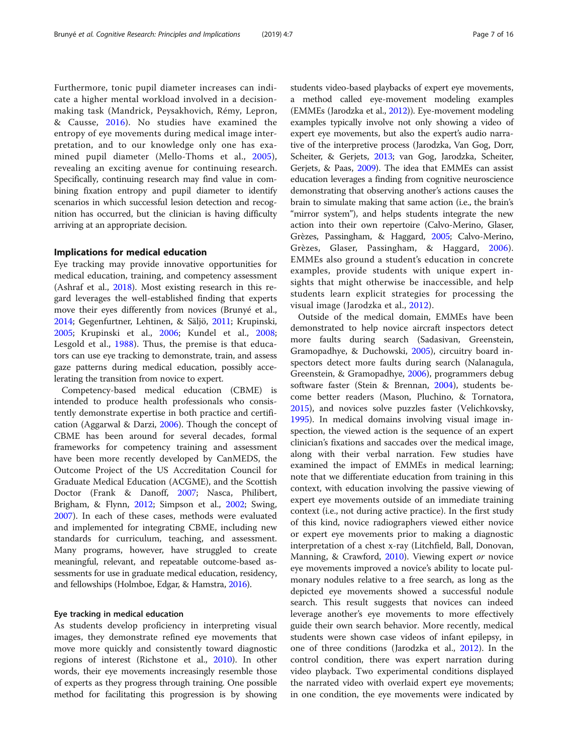Furthermore, tonic pupil diameter increases can indicate a higher mental workload involved in a decision-making task (Mandrick, Peysakhovich, Rémy, Lepron, & Causse, 2016). No studies have examined the entropy of eye movements during medical image interpretation, and to our knowledge only one has examined pupil diameter (Mello-Thoms et al., 2005), revealing an exciting avenue for continuing research. Specifically, continuing research may find value in combining fixation entropy and pupil diameter to identify scenarios in which successful lesion detection and recognition has occurred, but the clinician is having difficulty arriving at an appropriate decision.

## Implications for medical education

Eye tracking may provide innovative opportunities for medical education, training, and competency assessment (Ashraf et al., 2018). Most existing research in this regard leverages the well-established finding that experts move their eyes differently from novices (Brunyé et al., 2014; Gegenfurtner, Lehtinen, & Säljö, 2011; Krupinski, 2005; Krupinski et al., 2006; Kundel et al., 2008; Lesgold et al., 1988). Thus, the premise is that educators can use eye tracking to demonstrate, train, and assess gaze patterns during medical education, possibly accelerating the transition from novice to expert.

Competency-based medical education (CBME) is intended to produce health professionals who consistently demonstrate expertise in both practice and certification (Aggarwal & Darzi, 2006). Though the concept of CBME has been around for several decades, formal frameworks for competency training and assessment have been more recently developed by CanMEDS, the Outcome Project of the US Accreditation Council for Graduate Medical Education (ACGME), and the Scottish Doctor (Frank & Danoff, 2007; Nasca, Philibert, Brigham, & Flynn, 2012; Simpson et al., 2002; Swing, 2007). In each of these cases, methods were evaluated and implemented for integrating CBME, including new standards for curriculum, teaching, and assessment. Many programs, however, have struggled to create meaningful, relevant, and repeatable outcome-based assessments for use in graduate medical education, residency, and fellowships (Holmboe, Edgar, & Hamstra, 2016).

### Eye tracking in medical education

As students develop proficiency in interpreting visual images, they demonstrate refined eye movements that move more quickly and consistently toward diagnostic regions of interest (Richstone et al., 2010). In other words, their eye movements increasingly resemble those of experts as they progress through training. One possible method for facilitating this progression is by showing students video-based playbacks of expert eye movements, a method called eye-movement modeling examples (EMMEs (Jarodzka et al., 2012)). Eye-movement modeling examples typically involve not only showing a video of expert eye movements, but also the expert's audio narrative of the interpretive process (Jarodzka, Van Gog, Dorr, Scheiter, & Gerjets, 2013; van Gog, Jarodzka, Scheiter, Gerjets, & Paas, 2009). The idea that EMMEs can assist education leverages a finding from cognitive neuroscience demonstrating that observing another's actions causes the brain to simulate making that same action (i.e., the brain's "mirror system"), and helps students integrate the new action into their own repertoire (Calvo-Merino, Glaser, Grèzes, Passingham, & Haggard, 2005; Calvo-Merino, Grèzes, Glaser, Passingham, & Haggard, 2006). EMMEs also ground a student's education in concrete examples, provide students with unique expert insights that might otherwise be inaccessible, and help students learn explicit strategies for processing the visual image (Jarodzka et al., 2012).

Outside of the medical domain, EMMEs have been demonstrated to help novice aircraft inspectors detect more faults during search (Sadasivan, Greenstein, Gramopadhye, & Duchowski, 2005), circuitry board inspectors detect more faults during search (Nalanagula, Greenstein, & Gramopadhye, 2006), programmers debug software faster (Stein & Brennan, 2004), students become better readers (Mason, Pluchino, & Tornatora, 2015), and novices solve puzzles faster (Velichkovsky, 1995). In medical domains involving visual image inspection, the viewed action is the sequence of an expert clinician's fixations and saccades over the medical image, along with their verbal narration. Few studies have examined the impact of EMMEs in medical learning; note that we differentiate education from training in this context, with education involving the passive viewing of expert eye movements outside of an immediate training context (i.e., not during active practice). In the first study of this kind, novice radiographers viewed either novice or expert eye movements prior to making a diagnostic interpretation of a chest x-ray (Litchfield, Ball, Donovan, Manning, & Crawford, 2010). Viewing expert *or* novice eye movements improved a novice's ability to locate pulmonary nodules relative to a free search, as long as the depicted eye movements showed a successful nodule search. This result suggests that novices can indeed leverage another's eye movements to more effectively guide their own search behavior. More recently, medical students were shown case videos of infant epilepsy, in one of three conditions (Jarodzka et al., 2012). In the control condition, there was expert narration during video playback. Two experimental conditions displayed the narrated video with overlaid expert eye movements; in one condition, the eye movements were indicated by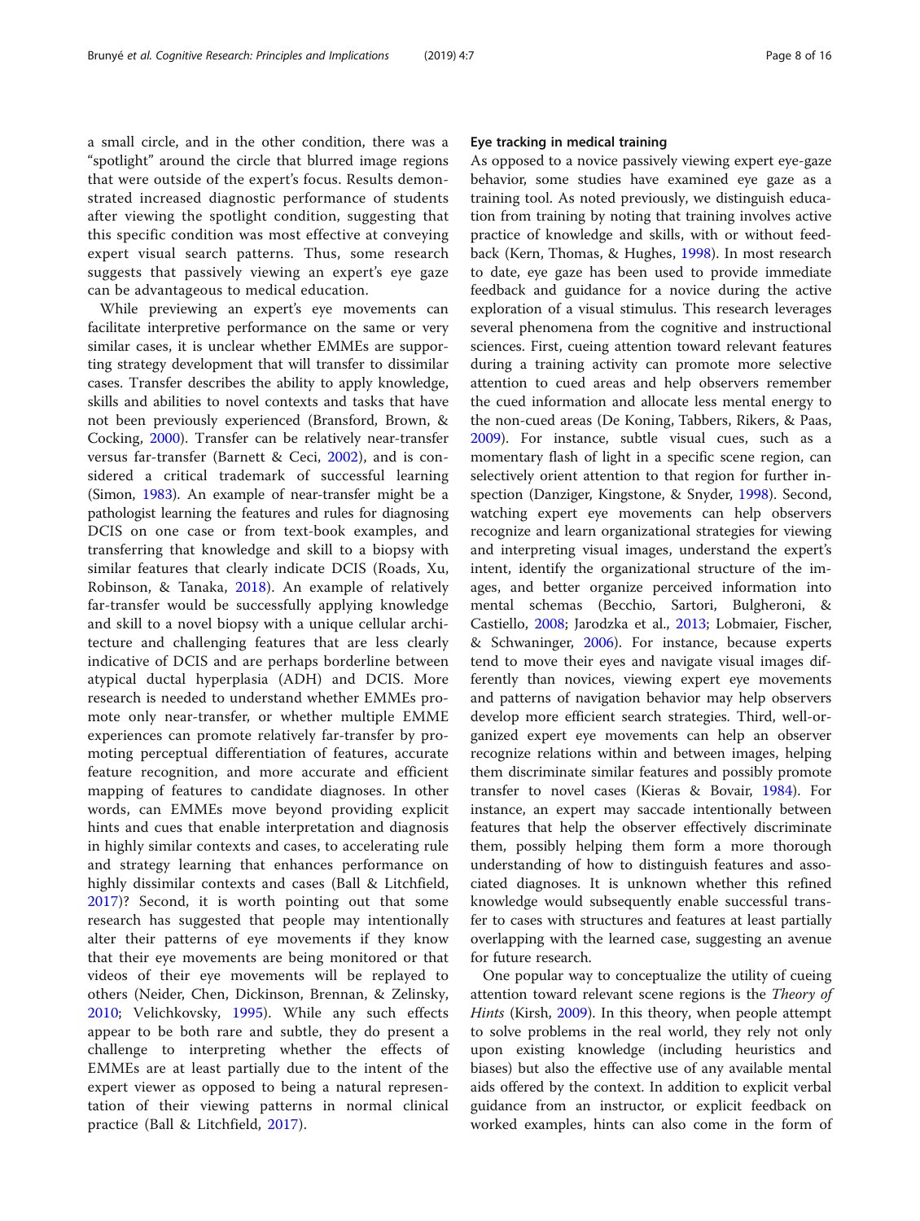a small circle, and in the other condition, there was a "spotlight" around the circle that blurred image regions that were outside of the expert's focus. Results demonstrated increased diagnostic performance of students after viewing the spotlight condition, suggesting that this specific condition was most effective at conveying expert visual search patterns. Thus, some research suggests that passively viewing an expert's eye gaze can be advantageous to medical education.

While previewing an expert's eye movements can facilitate interpretive performance on the same or very similar cases, it is unclear whether EMMEs are supporting strategy development that will transfer to dissimilar cases. Transfer describes the ability to apply knowledge, skills and abilities to novel contexts and tasks that have not been previously experienced (Bransford, Brown, & Cocking, 2000). Transfer can be relatively near-transfer versus far-transfer (Barnett & Ceci, 2002), and is considered a critical trademark of successful learning (Simon, 1983). An example of near-transfer might be a pathologist learning the features and rules for diagnosing DCIS on one case or from text-book examples, and transferring that knowledge and skill to a biopsy with similar features that clearly indicate DCIS (Roads, Xu, Robinson, & Tanaka, 2018). An example of relatively far-transfer would be successfully applying knowledge and skill to a novel biopsy with a unique cellular architecture and challenging features that are less clearly indicative of DCIS and are perhaps borderline between atypical ductal hyperplasia (ADH) and DCIS. More research is needed to understand whether EMMEs promote only near-transfer, or whether multiple EMME experiences can promote relatively far-transfer by promoting perceptual differentiation of features, accurate feature recognition, and more accurate and efficient mapping of features to candidate diagnoses. In other words, can EMMEs move beyond providing explicit hints and cues that enable interpretation and diagnosis in highly similar contexts and cases, to accelerating rule and strategy learning that enhances performance on highly dissimilar contexts and cases (Ball & Litchfield, 2017)? Second, it is worth pointing out that some research has suggested that people may intentionally alter their patterns of eye movements if they know that their eye movements are being monitored or that videos of their eye movements will be replayed to others (Neider, Chen, Dickinson, Brennan, & Zelinsky, 2010; Velichkovsky, 1995). While any such effects appear to be both rare and subtle, they do present a challenge to interpreting whether the effects of EMMEs are at least partially due to the intent of the expert viewer as opposed to being a natural representation of their viewing patterns in normal clinical practice (Ball & Litchfield, 2017).

### Eye tracking in medical training

As opposed to a novice passively viewing expert eye-gaze behavior, some studies have examined eye gaze as a training tool. As noted previously, we distinguish education from training by noting that training involves active practice of knowledge and skills, with or without feedback (Kern, Thomas, & Hughes, 1998). In most research to date, eye gaze has been used to provide immediate feedback and guidance for a novice during the active exploration of a visual stimulus. This research leverages several phenomena from the cognitive and instructional sciences. First, cueing attention toward relevant features during a training activity can promote more selective attention to cued areas and help observers remember the cued information and allocate less mental energy to the non-cued areas (De Koning, Tabbers, Rikers, & Paas, 2009). For instance, subtle visual cues, such as a momentary flash of light in a specific scene region, can selectively orient attention to that region for further inspection (Danziger, Kingstone, & Snyder, 1998). Second, watching expert eye movements can help observers recognize and learn organizational strategies for viewing and interpreting visual images, understand the expert's intent, identify the organizational structure of the images, and better organize perceived information into mental schemas (Becchio, Sartori, Bulgheroni, & Castiello, 2008; Jarodzka et al., 2013; Lobmaier, Fischer, & Schwaninger, 2006). For instance, because experts tend to move their eyes and navigate visual images differently than novices, viewing expert eye movements and patterns of navigation behavior may help observers develop more efficient search strategies. Third, well-organized expert eye movements can help an observer recognize relations within and between images, helping them discriminate similar features and possibly promote transfer to novel cases (Kieras & Bovair, 1984). For instance, an expert may saccade intentionally between features that help the observer effectively discriminate them, possibly helping them form a more thorough understanding of how to distinguish features and associated diagnoses. It is unknown whether this refined knowledge would subsequently enable successful transfer to cases with structures and features at least partially overlapping with the learned case, suggesting an avenue for future research.

One popular way to conceptualize the utility of cueing attention toward relevant scene regions is the *Theory of Hints* (Kirsh, 2009). In this theory, when people attempt to solve problems in the real world, they rely not only upon existing knowledge (including heuristics and biases) but also the effective use of any available mental aids offered by the context. In addition to explicit verbal guidance from an instructor, or explicit feedback on worked examples, hints can also come in the form of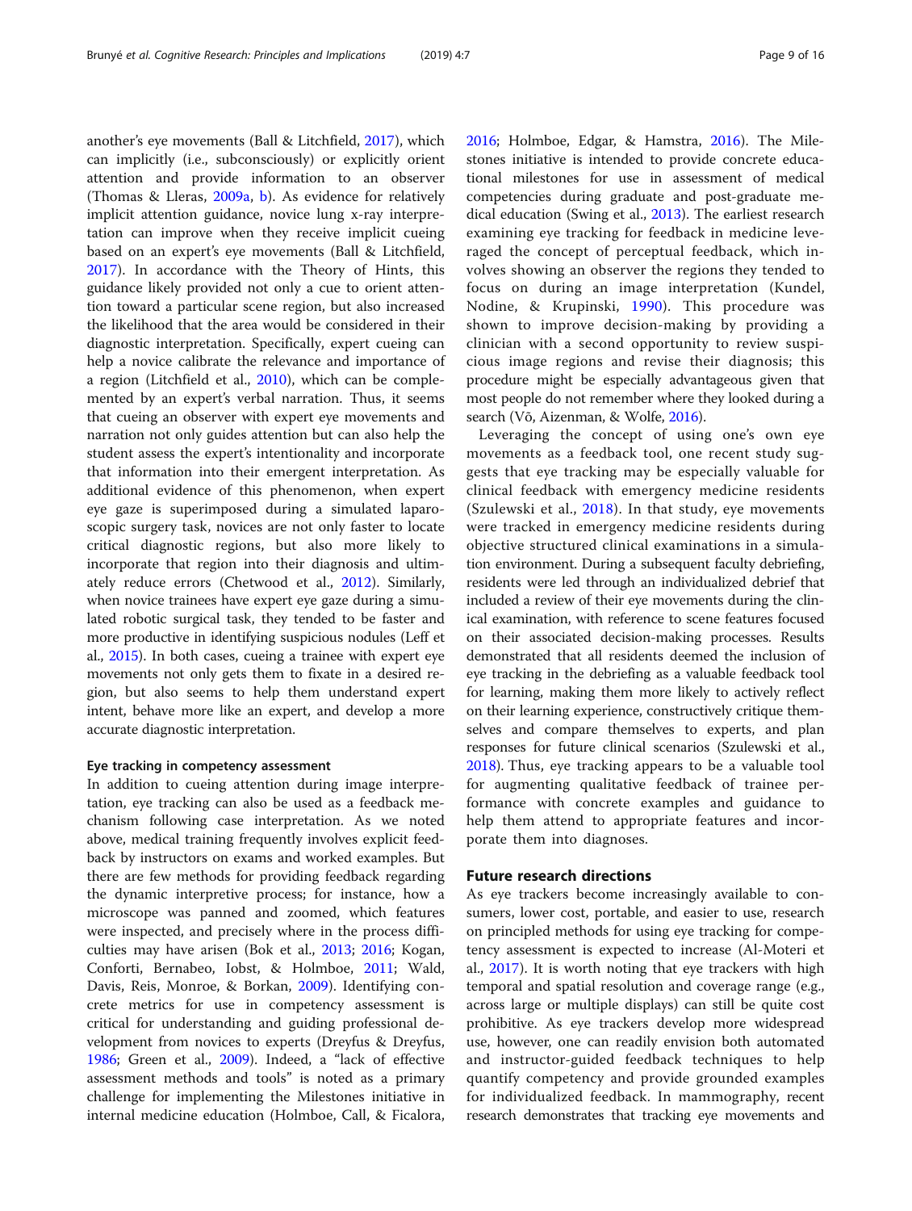another's eye movements (Ball & Litchfield, 2017), which can implicitly (i.e., subconsciously) or explicitly orient attention and provide information to an observer (Thomas & Lleras, 2009a, b). As evidence for relatively implicit attention guidance, novice lung x-ray interpretation can improve when they receive implicit cueing based on an expert's eye movements (Ball & Litchfield, 2017). In accordance with the Theory of Hints, this guidance likely provided not only a cue to orient attention toward a particular scene region, but also increased the likelihood that the area would be considered in their diagnostic interpretation. Specifically, expert cueing can help a novice calibrate the relevance and importance of a region (Litchfield et al., 2010), which can be complemented by an expert's verbal narration. Thus, it seems that cueing an observer with expert eye movements and narration not only guides attention but can also help the student assess the expert's intentionality and incorporate that information into their emergent interpretation. As additional evidence of this phenomenon, when expert eye gaze is superimposed during a simulated laparoscopic surgery task, novices are not only faster to locate critical diagnostic regions, but also more likely to incorporate that region into their diagnosis and ultimately reduce errors (Chetwood et al., 2012). Similarly, when novice trainees have expert eye gaze during a simulated robotic surgical task, they tended to be faster and more productive in identifying suspicious nodules (Leff et al., 2015). In both cases, cueing a trainee with expert eye movements not only gets them to fixate in a desired region, but also seems to help them understand expert intent, behave more like an expert, and develop a more accurate diagnostic interpretation.

### Eye tracking in competency assessment

In addition to cueing attention during image interpretation, eye tracking can also be used as a feedback mechanism following case interpretation. As we noted above, medical training frequently involves explicit feedback by instructors on exams and worked examples. But there are few methods for providing feedback regarding the dynamic interpretive process; for instance, how a microscope was panned and zoomed, which features were inspected, and precisely where in the process difficulties may have arisen (Bok et al., 2013; 2016; Kogan, Conforti, Bernabeo, Iobst, & Holmboe, 2011; Wald, Davis, Reis, Monroe, & Borkan, 2009). Identifying concrete metrics for use in competency assessment is critical for understanding and guiding professional development from novices to experts (Dreyfus & Dreyfus, 1986; Green et al., 2009). Indeed, a "lack of effective assessment methods and tools" is noted as a primary challenge for implementing the Milestones initiative in internal medicine education (Holmboe, Call, & Ficalora, 2016; Holmboe, Edgar, & Hamstra, 2016). The Milestones initiative is intended to provide concrete educational milestones for use in assessment of medical competencies during graduate and post-graduate medical education (Swing et al., 2013). The earliest research examining eye tracking for feedback in medicine leveraged the concept of perceptual feedback, which involves showing an observer the regions they tended to focus on during an image interpretation (Kundel, Nodine, & Krupinski, 1990). This procedure was shown to improve decision-making by providing a clinician with a second opportunity to review suspicious image regions and revise their diagnosis; this procedure might be especially advantageous given that most people do not remember where they looked during a search (Võ, Aizenman, & Wolfe, 2016).

Leveraging the concept of using one's own eye movements as a feedback tool, one recent study suggests that eye tracking may be especially valuable for clinical feedback with emergency medicine residents (Szulewski et al., 2018). In that study, eye movements were tracked in emergency medicine residents during objective structured clinical examinations in a simulation environment. During a subsequent faculty debriefing, residents were led through an individualized debrief that included a review of their eye movements during the clinical examination, with reference to scene features focused on their associated decision-making processes. Results demonstrated that all residents deemed the inclusion of eye tracking in the debriefing as a valuable feedback tool for learning, making them more likely to actively reflect on their learning experience, constructively critique themselves and compare themselves to experts, and plan responses for future clinical scenarios (Szulewski et al., 2018). Thus, eye tracking appears to be a valuable tool for augmenting qualitative feedback of trainee performance with concrete examples and guidance to help them attend to appropriate features and incorporate them into diagnoses.

## Future research directions

As eye trackers become increasingly available to consumers, lower cost, portable, and easier to use, research on principled methods for using eye tracking for competency assessment is expected to increase (Al-Moteri et al., 2017). It is worth noting that eye trackers with high temporal and spatial resolution and coverage range (e.g., across large or multiple displays) can still be quite cost prohibitive. As eye trackers develop more widespread use, however, one can readily envision both automated and instructor-guided feedback techniques to help quantify competency and provide grounded examples for individualized feedback. In mammography, recent research demonstrates that tracking eye movements and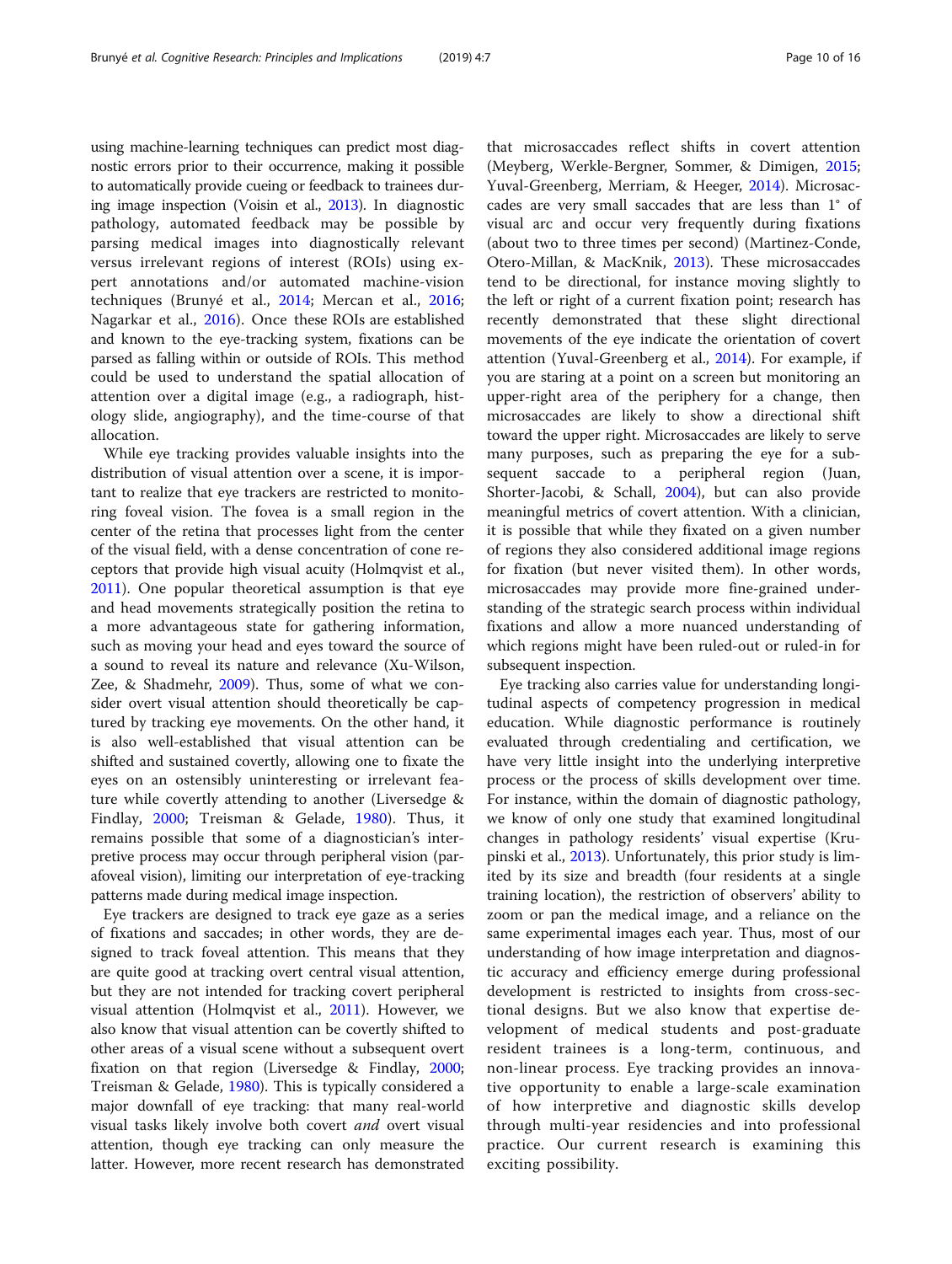using machine-learning techniques can predict most diagnostic errors prior to their occurrence, making it possible to automatically provide cueing or feedback to trainees during image inspection (Voisin et al., 2013). In diagnostic pathology, automated feedback may be possible by parsing medical images into diagnostically relevant versus irrelevant regions of interest (ROIs) using expert annotations and/or automated machine-vision techniques (Brunyé et al., 2014; Mercan et al., 2016; Nagarkar et al., 2016). Once these ROIs are established and known to the eye-tracking system, fixations can be parsed as falling within or outside of ROIs. This method could be used to understand the spatial allocation of attention over a digital image (e.g., a radiograph, histology slide, angiography), and the time-course of that allocation.

While eye tracking provides valuable insights into the distribution of visual attention over a scene, it is important to realize that eye trackers are restricted to monitoring foveal vision. The fovea is a small region in the center of the retina that processes light from the center of the visual field, with a dense concentration of cone receptors that provide high visual acuity (Holmqvist et al., 2011). One popular theoretical assumption is that eye and head movements strategically position the retina to a more advantageous state for gathering information, such as moving your head and eyes toward the source of a sound to reveal its nature and relevance (Xu-Wilson, Zee, & Shadmehr, 2009). Thus, some of what we consider overt visual attention should theoretically be captured by tracking eye movements. On the other hand, it is also well-established that visual attention can be shifted and sustained covertly, allowing one to fixate the eyes on an ostensibly uninteresting or irrelevant feature while covertly attending to another (Liversedge & Findlay, 2000; Treisman & Gelade, 1980). Thus, it remains possible that some of a diagnostician's interpretive process may occur through peripheral vision (parafoveal vision), limiting our interpretation of eye-tracking patterns made during medical image inspection.

Eye trackers are designed to track eye gaze as a series of fixations and saccades; in other words, they are designed to track foveal attention. This means that they are quite good at tracking overt central visual attention, but they are not intended for tracking covert peripheral visual attention (Holmqvist et al., 2011). However, we also know that visual attention can be covertly shifted to other areas of a visual scene without a subsequent overt fixation on that region (Liversedge & Findlay, 2000; Treisman & Gelade, 1980). This is typically considered a major downfall of eye tracking: that many real-world visual tasks likely involve both covert *and* overt visual attention, though eye tracking can only measure the latter. However, more recent research has demonstrated that microsaccades reflect shifts in covert attention (Meyberg, Werkle-Bergner, Sommer, & Dimigen, 2015; Yuval-Greenberg, Merriam, & Heeger, 2014). Microsaccades are very small saccades that are less than 1° of visual arc and occur very frequently during fixations (about two to three times per second) (Martinez-Conde, Otero-Millan, & MacKnik, 2013). These microsaccades tend to be directional, for instance moving slightly to the left or right of a current fixation point; research has recently demonstrated that these slight directional movements of the eye indicate the orientation of covert attention (Yuval-Greenberg et al., 2014). For example, if you are staring at a point on a screen but monitoring an upper-right area of the periphery for a change, then microsaccades are likely to show a directional shift toward the upper right. Microsaccades are likely to serve many purposes, such as preparing the eye for a subsequent saccade to a peripheral region (Juan, Shorter-Jacobi, & Schall, 2004), but can also provide meaningful metrics of covert attention. With a clinician, it is possible that while they fixated on a given number of regions they also considered additional image regions for fixation (but never visited them). In other words, microsaccades may provide more fine-grained understanding of the strategic search process within individual fixations and allow a more nuanced understanding of which regions might have been ruled-out or ruled-in for subsequent inspection.

Eye tracking also carries value for understanding longitudinal aspects of competency progression in medical education. While diagnostic performance is routinely evaluated through credentialing and certification, we have very little insight into the underlying interpretive process or the process of skills development over time. For instance, within the domain of diagnostic pathology, we know of only one study that examined longitudinal changes in pathology residents' visual expertise (Krupinski et al., 2013). Unfortunately, this prior study is limited by its size and breadth (four residents at a single training location), the restriction of observers' ability to zoom or pan the medical image, and a reliance on the same experimental images each year. Thus, most of our understanding of how image interpretation and diagnostic accuracy and efficiency emerge during professional development is restricted to insights from cross-sectional designs. But we also know that expertise development of medical students and post-graduate resident trainees is a long-term, continuous, and non-linear process. Eye tracking provides an innovative opportunity to enable a large-scale examination of how interpretive and diagnostic skills develop through multi-year residencies and into professional practice. Our current research is examining this exciting possibility.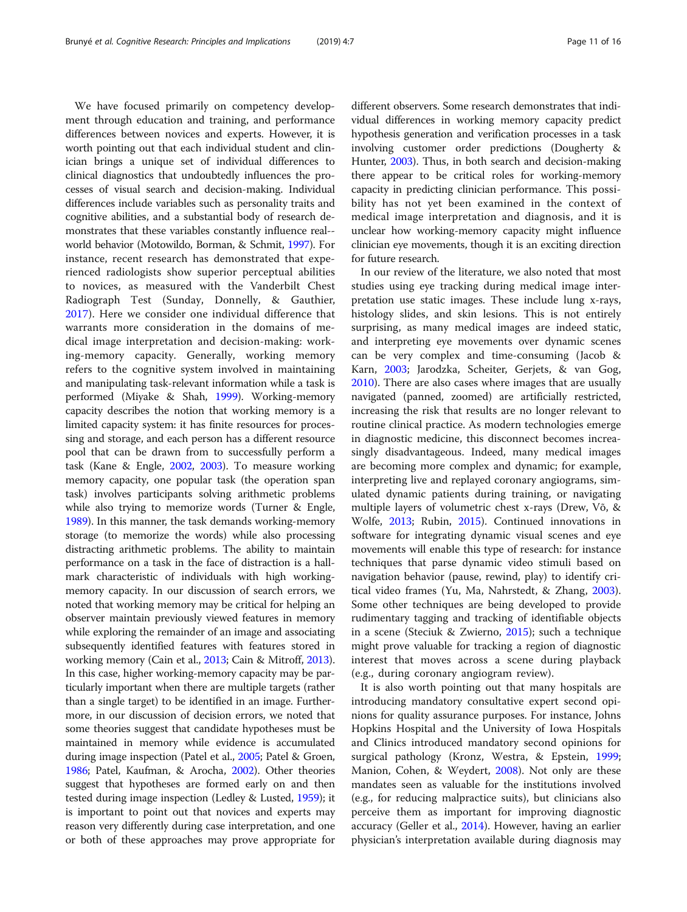We have focused primarily on competency development through education and training, and performance differences between novices and experts. However, it is worth pointing out that each individual student and clinician brings a unique set of individual differences to clinical diagnostics that undoubtedly influences the processes of visual search and decision-making. Individual differences include variables such as personality traits and cognitive abilities, and a substantial body of research demonstrates that these variables constantly influence real-world behavior (Motowildo, Borman, & Schmit, 1997). For instance, recent research has demonstrated that experienced radiologists show superior perceptual abilities to novices, as measured with the Vanderbilt Chest Radiograph Test (Sunday, Donnelly, & Gauthier, 2017). Here we consider one individual difference that warrants more consideration in the domains of medical image interpretation and decision-making: working-memory capacity. Generally, working memory refers to the cognitive system involved in maintaining and manipulating task-relevant information while a task is performed (Miyake & Shah, 1999). Working-memory capacity describes the notion that working memory is a limited capacity system: it has finite resources for processing and storage, and each person has a different resource pool that can be drawn from to successfully perform a task (Kane & Engle, 2002, 2003). To measure working memory capacity, one popular task (the operation span task) involves participants solving arithmetic problems while also trying to memorize words (Turner & Engle, 1989). In this manner, the task demands working-memory storage (to memorize the words) while also processing distracting arithmetic problems. The ability to maintain performance on a task in the face of distraction is a hallmark characteristic of individuals with high working-memory capacity. In our discussion of search errors, we noted that working memory may be critical for helping an observer maintain previously viewed features in memory while exploring the remainder of an image and associating subsequently identified features with features stored in working memory (Cain et al., 2013; Cain & Mitroff, 2013). In this case, higher working-memory capacity may be particularly important when there are multiple targets (rather than a single target) to be identified in an image. Furthermore, in our discussion of decision errors, we noted that some theories suggest that candidate hypotheses must be maintained in memory while evidence is accumulated during image inspection (Patel et al., 2005; Patel & Groen, 1986; Patel, Kaufman, & Arocha, 2002). Other theories suggest that hypotheses are formed early on and then tested during image inspection (Ledley & Lusted, 1959); it is important to point out that novices and experts may reason very differently during case interpretation, and one or both of these approaches may prove appropriate for different observers. Some research demonstrates that individual differences in working memory capacity predict hypothesis generation and verification processes in a task involving customer order predictions (Dougherty & Hunter, 2003). Thus, in both search and decision-making there appear to be critical roles for working-memory capacity in predicting clinician performance. This possibility has not yet been examined in the context of medical image interpretation and diagnosis, and it is unclear how working-memory capacity might influence clinician eye movements, though it is an exciting direction for future research.

In our review of the literature, we also noted that most studies using eye tracking during medical image interpretation use static images. These include lung x-rays, histology slides, and skin lesions. This is not entirely surprising, as many medical images are indeed static, and interpreting eye movements over dynamic scenes can be very complex and time-consuming (Jacob & Karn, 2003; Jarodzka, Scheiter, Gerjets, & van Gog, 2010). There are also cases where images that are usually navigated (panned, zoomed) are artificially restricted, increasing the risk that results are no longer relevant to routine clinical practice. As modern technologies emerge in diagnostic medicine, this disconnect becomes increasingly disadvantageous. Indeed, many medical images are becoming more complex and dynamic; for example, interpreting live and replayed coronary angiograms, simulated dynamic patients during training, or navigating multiple layers of volumetric chest x-rays (Drew, Võ, & Wolfe, 2013; Rubin, 2015). Continued innovations in software for integrating dynamic visual scenes and eye movements will enable this type of research: for instance techniques that parse dynamic video stimuli based on navigation behavior (pause, rewind, play) to identify critical video frames (Yu, Ma, Nahrstedt, & Zhang, 2003). Some other techniques are being developed to provide rudimentary tagging and tracking of identifiable objects in a scene (Steciuk & Zwierno, 2015); such a technique might prove valuable for tracking a region of diagnostic interest that moves across a scene during playback (e.g., during coronary angiogram review).

It is also worth pointing out that many hospitals are introducing mandatory consultative expert second opinions for quality assurance purposes. For instance, Johns Hopkins Hospital and the University of Iowa Hospitals and Clinics introduced mandatory second opinions for surgical pathology (Kronz, Westra, & Epstein, 1999; Manion, Cohen, & Weydert, 2008). Not only are these mandates seen as valuable for the institutions involved (e.g., for reducing malpractice suits), but clinicians also perceive them as important for improving diagnostic accuracy (Geller et al., 2014). However, having an earlier physician's interpretation available during diagnosis may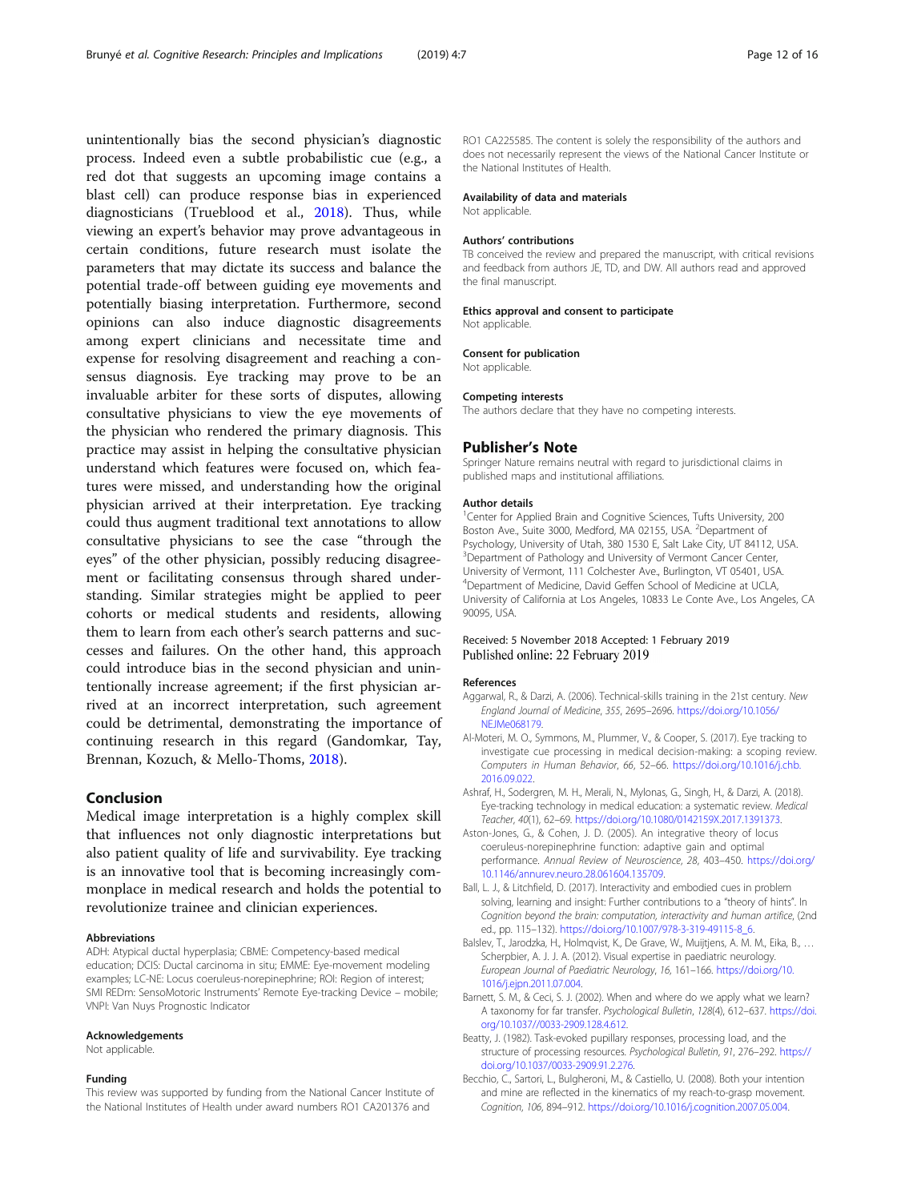unintentionally bias the second physician's diagnostic process. Indeed even a subtle probabilistic cue (e.g., a red dot that suggests an upcoming image contains a blast cell) can produce response bias in experienced diagnosticians (Trueblood et al., 2018). Thus, while viewing an expert's behavior may prove advantageous in certain conditions, future research must isolate the parameters that may dictate its success and balance the potential trade-off between guiding eye movements and potentially biasing interpretation. Furthermore, second opinions can also induce diagnostic disagreements among expert clinicians and necessitate time and expense for resolving disagreement and reaching a consensus diagnosis. Eye tracking may prove to be an invaluable arbiter for these sorts of disputes, allowing consultative physicians to view the eye movements of the physician who rendered the primary diagnosis. This practice may assist in helping the consultative physician understand which features were focused on, which features were missed, and understanding how the original physician arrived at their interpretation. Eye tracking could thus augment traditional text annotations to allow consultative physicians to see the case "through the eyes" of the other physician, possibly reducing disagreement or facilitating consensus through shared understanding. Similar strategies might be applied to peer cohorts or medical students and residents, allowing them to learn from each other's search patterns and successes and failures. On the other hand, this approach could introduce bias in the second physician and unintentionally increase agreement; if the first physician arrived at an incorrect interpretation, such agreement could be detrimental, demonstrating the importance of continuing research in this regard (Gandomkar, Tay, Brennan, Kozuch, & Mello-Thoms, 2018).

## Conclusion

Medical image interpretation is a highly complex skill that influences not only diagnostic interpretations but also patient quality of life and survivability. Eye tracking is an innovative tool that is becoming increasingly commonplace in medical research and holds the potential to revolutionize trainee and clinician experiences.

#### Abbreviations

ADH: Atypical ductal hyperplasia; CBME: Competency-based medical education; DCIS: Ductal carcinoma in situ; EMME: Eye-movement modeling examples; LC-NE: Locus coeruleus-norepinephrine; ROI: Region of interest; SMI REDm: SensoMotoric Instruments' Remote Eye-tracking Device – mobile; VNPI: Van Nuys Prognostic Indicator

#### Acknowledgements

Not applicable.

#### Funding

This review was supported by funding from the National Cancer Institute of the National Institutes of Health under award numbers RO1 CA201376 and RO1 CA225585. The content is solely the responsibility of the authors and does not necessarily represent the views of the National Cancer Institute or the National Institutes of Health.

#### Availability of data and materials

Not applicable.

#### Authors' contributions

TB conceived the review and prepared the manuscript, with critical revisions and feedback from authors JE, TD, and DW. All authors read and approved the final manuscript.

#### Ethics approval and consent to participate

Not applicable.

#### Consent for publication

Not applicable.

#### Competing interests

The authors declare that they have no competing interests.

## Publisher's Note

Springer Nature remains neutral with regard to jurisdictional claims in published maps and institutional affiliations.

#### Author details

[1]Center for Applied Brain and Cognitive Sciences, Tufts University, 200 Boston Ave., Suite 3000, Medford, MA 02155, USA. [2]Department of Psychology, University of Utah, 380 1530 E, Salt Lake City, UT 84112, USA. [3]Department of Pathology and University of Vermont Cancer Center, University of Vermont, 111 Colchester Ave., Burlington, VT 05401, USA. [4]Department of Medicine, David Geffen School of Medicine at UCLA, University of California at Los Angeles, 10833 Le Conte Ave., Los Angeles, CA 90095, USA.

Received: 5 November 2018 Accepted: 1 February 2019
Published online: 22 February 2019

#### References

Aggarwal, R., & Darzi, A. (2006). Technical-skills training in the 21st century. *New England Journal of Medicine*, *355*, 2695–2696. https://doi.org/10.1056/NEJMe068179.

Al-Moteri, M. O., Symmons, M., Plummer, V., & Cooper, S. (2017). Eye tracking to investigate cue processing in medical decision-making: a scoping review. *Computers in Human Behavior*, *66*, 52–66. https://doi.org/10.1016/j.chb.2016.09.022.

Ashraf, H., Sodergren, M. H., Merali, N., Mylonas, G., Singh, H., & Darzi, A. (2018). Eye-tracking technology in medical education: a systematic review. *Medical Teacher*, *40*(1), 62–69. https://doi.org/10.1080/0142159X.2017.1391373.

Aston-Jones, G., & Cohen, J. D. (2005). An integrative theory of locus coeruleus-norepinephrine function: adaptive gain and optimal performance. *Annual Review of Neuroscience*, *28*, 403–450. https://doi.org/10.1146/annurev.neuro.28.061604.135709.

Ball, L. J., & Litchfield, D. (2017). Interactivity and embodied cues in problem solving, learning and insight: Further contributions to a "theory of hints". In *Cognition beyond the brain: computation, interactivity and human artifice*, (2nd ed., pp. 115–132). https://doi.org/10.1007/978-3-319-49115-8_6.

Balslev, T., Jarodzka, H., Holmqvist, K., De Grave, W., Muijtjens, A. M. M., Eika, B., … Scherpbier, A. J. J. A. (2012). Visual expertise in paediatric neurology. *European Journal of Paediatric Neurology*, *16*, 161–166. https://doi.org/10.1016/j.ejpn.2011.07.004.

Barnett, S. M., & Ceci, S. J. (2002). When and where do we apply what we learn? A taxonomy for far transfer. *Psychological Bulletin*, *128*(4), 612–637. https://doi.org/10.1037//0033-2909.128.4.612.

Beatty, J. (1982). Task-evoked pupillary responses, processing load, and the structure of processing resources. *Psychological Bulletin*, *91*, 276–292. https://doi.org/10.1037/0033-2909.91.2.276.

Becchio, C., Sartori, L., Bulgheroni, M., & Castiello, U. (2008). Both your intention and mine are reflected in the kinematics of my reach-to-grasp movement. *Cognition*, *106*, 894–912. https://doi.org/10.1016/j.cognition.2007.05.004.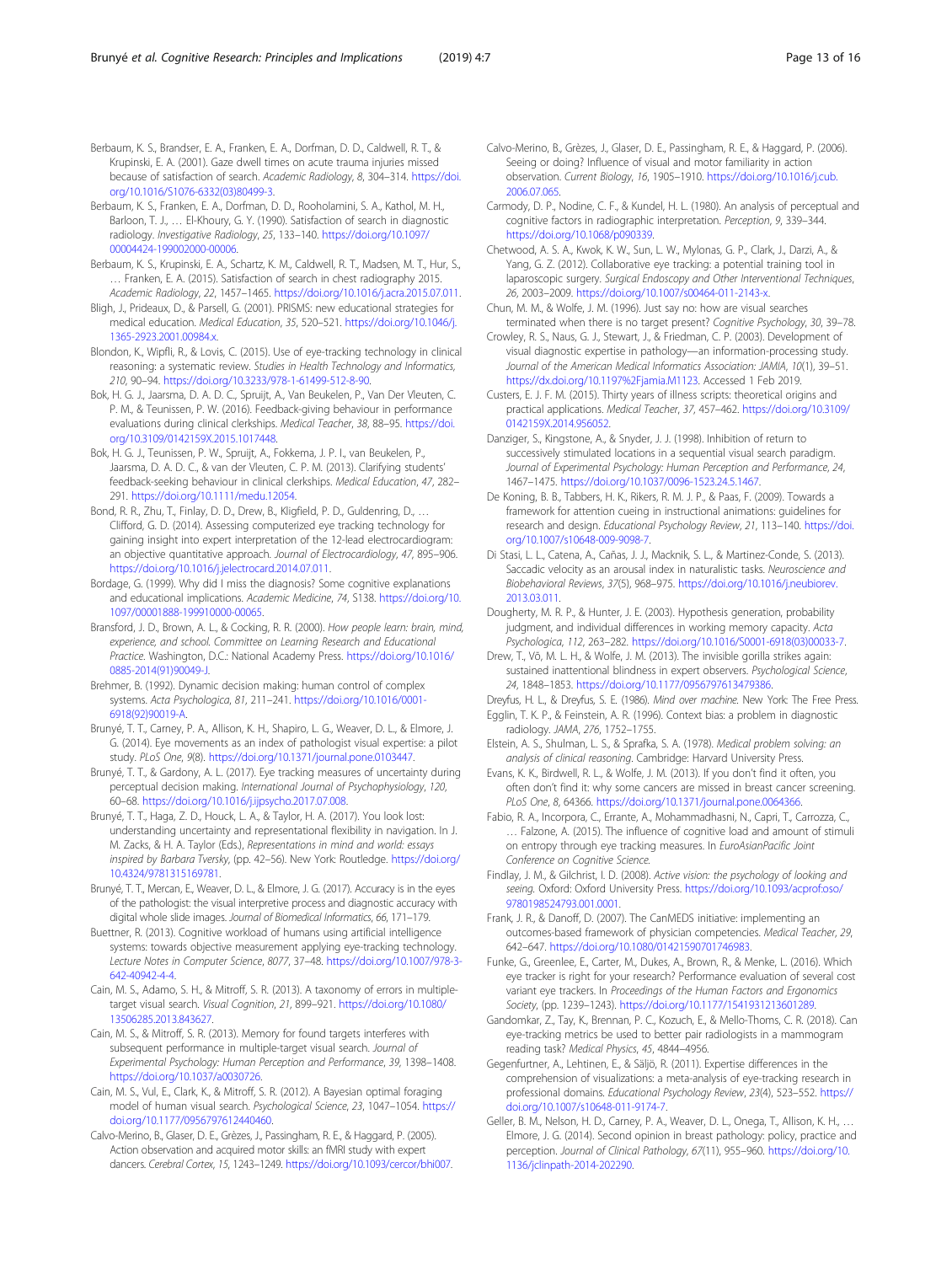Berbaum, K. S., Brandser, E. A., Franken, E. A., Dorfman, D. D., Caldwell, R. T., & Krupinski, E. A. (2001). Gaze dwell times on acute trauma injuries missed because of satisfaction of search. *Academic Radiology*, *8*, 304–314. https://doi.org/10.1016/S1076-6332(03)80499-3.

Berbaum, K. S., Franken, E. A., Dorfman, D. D., Rooholamini, S. A., Kathol, M. H., Barloon, T. J., … El-Khoury, G. Y. (1990). Satisfaction of search in diagnostic radiology. *Investigative Radiology*, *25*, 133–140. https://doi.org/10.1097/00004424-199002000-00006.

Berbaum, K. S., Krupinski, E. A., Schartz, K. M., Caldwell, R. T., Madsen, M. T., Hur, S., … Franken, E. A. (2015). Satisfaction of search in chest radiography 2015. *Academic Radiology*, *22*, 1457–1465. https://doi.org/10.1016/j.acra.2015.07.011.

Bligh, J., Prideaux, D., & Parsell, G. (2001). PRISMS: new educational strategies for medical education. *Medical Education*, *35*, 520–521. https://doi.org/10.1046/j.1365-2923.2001.00984.x.

Blondon, K., Wipfli, R., & Lovis, C. (2015). Use of eye-tracking technology in clinical reasoning: a systematic review. *Studies in Health Technology and Informatics*, *210*, 90–94. https://doi.org/10.3233/978-1-61499-512-8-90.

Bok, H. G. J., Jaarsma, D. A. D. C., Spruijt, A., Van Beukelen, P., Van Der Vleuten, C. P. M., & Teunissen, P. W. (2016). Feedback-giving behaviour in performance evaluations during clinical clerkships. *Medical Teacher*, *38*, 88–95. https://doi.org/10.3109/0142159X.2015.1017448.

Bok, H. G. J., Teunissen, P. W., Spruijt, A., Fokkema, J. P. I., van Beukelen, P., Jaarsma, D. A. D. C., & van der Vleuten, C. P. M. (2013). Clarifying students' feedback-seeking behaviour in clinical clerkships. *Medical Education*, *47*, 282–291. https://doi.org/10.1111/medu.12054.

Bond, R. R., Zhu, T., Finlay, D. D., Drew, B., Kligfield, P. D., Guldenring, D., … Clifford, G. D. (2014). Assessing computerized eye tracking technology for gaining insight into expert interpretation of the 12-lead electrocardiogram: an objective quantitative approach. *Journal of Electrocardiology*, *47*, 895–906. https://doi.org/10.1016/j.jelectrocard.2014.07.011.

Bordage, G. (1999). Why did I miss the diagnosis? Some cognitive explanations and educational implications. *Academic Medicine*, *74*, S138. https://doi.org/10.1097/00001888-199910000-00065.

Bransford, J. D., Brown, A. L., & Cocking, R. R. (2000). *How people learn: brain, mind, experience, and school. Committee on Learning Research and Educational Practice*. Washington, D.C.: National Academy Press. https://doi.org/10.1016/0885-2014(91)90049-J.

Brehmer, B. (1992). Dynamic decision making: human control of complex systems. *Acta Psychologica*, *81*, 211–241. https://doi.org/10.1016/0001-6918(92)90019-A.

Brunyé, T. T., Carney, P. A., Allison, K. H., Shapiro, L. G., Weaver, D. L., & Elmore, J. G. (2014). Eye movements as an index of pathologist visual expertise: a pilot study. *PLoS One*, *9*(8). https://doi.org/10.1371/journal.pone.0103447.

Brunyé, T. T., & Gardony, A. L. (2017). Eye tracking measures of uncertainty during perceptual decision making. *International Journal of Psychophysiology*, *120*, 60–68. https://doi.org/10.1016/j.ijpsycho.2017.07.008.

Brunyé, T. T., Haga, Z. D., Houck, L. A., & Taylor, H. A. (2017). You look lost: understanding uncertainty and representational flexibility in navigation. In J. M. Zacks, & H. A. Taylor (Eds.), *Representations in mind and world: essays inspired by Barbara Tversky*, (pp. 42–56). New York: Routledge. https://doi.org/10.4324/9781315169781.

Brunyé, T. T., Mercan, E., Weaver, D. L., & Elmore, J. G. (2017). Accuracy is in the eyes of the pathologist: the visual interpretive process and diagnostic accuracy with digital whole slide images. *Journal of Biomedical Informatics*, *66*, 171–179.

Buettner, R. (2013). Cognitive workload of humans using artificial intelligence systems: towards objective measurement applying eye-tracking technology. *Lecture Notes in Computer Science*, *8077*, 37–48. https://doi.org/10.1007/978-3-642-40942-4-4.

Cain, M. S., Adamo, S. H., & Mitroff, S. R. (2013). A taxonomy of errors in multiple-target visual search. *Visual Cognition*, *21*, 899–921. https://doi.org/10.1080/13506285.2013.843627.

Cain, M. S., & Mitroff, S. R. (2013). Memory for found targets interferes with subsequent performance in multiple-target visual search. *Journal of Experimental Psychology: Human Perception and Performance*, *39*, 1398–1408. https://doi.org/10.1037/a0030726.

Cain, M. S., Vul, E., Clark, K., & Mitroff, S. R. (2012). A Bayesian optimal foraging model of human visual search. *Psychological Science*, *23*, 1047–1054. https://doi.org/10.1177/0956797612440460.

Calvo-Merino, B., Glaser, D. E., Grèzes, J., Passingham, R. E., & Haggard, P. (2005). Action observation and acquired motor skills: an fMRI study with expert dancers. *Cerebral Cortex*, *15*, 1243–1249. https://doi.org/10.1093/cercor/bhi007.

Calvo-Merino, B., Grèzes, J., Glaser, D. E., Passingham, R. E., & Haggard, P. (2006). Seeing or doing? Influence of visual and motor familiarity in action observation. *Current Biology*, *16*, 1905–1910. https://doi.org/10.1016/j.cub.2006.07.065.

Carmody, D. P., Nodine, C. F., & Kundel, H. L. (1980). An analysis of perceptual and cognitive factors in radiographic interpretation. *Perception*, *9*, 339–344. https://doi.org/10.1068/p090339.

Chetwood, A. S. A., Kwok, K. W., Sun, L. W., Mylonas, G. P., Clark, J., Darzi, A., & Yang, G. Z. (2012). Collaborative eye tracking: a potential training tool in laparoscopic surgery. *Surgical Endoscopy and Other Interventional Techniques*, *26*, 2003–2009. https://doi.org/10.1007/s00464-011-2143-x.

Chun, M. M., & Wolfe, J. M. (1996). Just say no: how are visual searches terminated when there is no target present? *Cognitive Psychology*, *30*, 39–78.

Crowley, R. S., Naus, G. J., Stewart, J., & Friedman, C. P. (2003). Development of visual diagnostic expertise in pathology—an information-processing study. *Journal of the American Medical Informatics Association: JAMIA*, *10*(1), 39–51. https://dx.doi.org/10.1197%2Fjamia.M1123. Accessed 1 Feb 2019.

Custers, E. J. F. M. (2015). Thirty years of illness scripts: theoretical origins and practical applications. *Medical Teacher*, *37*, 457–462. https://doi.org/10.3109/0142159X.2014.956052.

Danziger, S., Kingstone, A., & Snyder, J. J. (1998). Inhibition of return to successively stimulated locations in a sequential visual search paradigm. *Journal of Experimental Psychology: Human Perception and Performance*, *24*, 1467–1475. https://doi.org/10.1037/0096-1523.24.5.1467.

De Koning, B. B., Tabbers, H. K., Rikers, R. M. J. P., & Paas, F. (2009). Towards a framework for attention cueing in instructional animations: guidelines for research and design. *Educational Psychology Review*, *21*, 113–140. https://doi.org/10.1007/s10648-009-9098-7.

Di Stasi, L. L., Catena, A., Cañas, J. J., Macknik, S. L., & Martinez-Conde, S. (2013). Saccadic velocity as an arousal index in naturalistic tasks. *Neuroscience and Biobehavioral Reviews*, *37*(5), 968–975. https://doi.org/10.1016/j.neubiorev.2013.03.011.

Dougherty, M. R. P., & Hunter, J. E. (2003). Hypothesis generation, probability judgment, and individual differences in working memory capacity. *Acta Psychologica*, *112*, 263–282. https://doi.org/10.1016/S0001-6918(03)00033-7.

Drew, T., Võ, M. L. H., & Wolfe, J. M. (2013). The invisible gorilla strikes again: sustained inattentional blindness in expert observers. *Psychological Science*, *24*, 1848–1853. https://doi.org/10.1177/0956797613479386.

Dreyfus, H. L., & Dreyfus, S. E. (1986). *Mind over machine*. New York: The Free Press.

Egglin, T. K. P., & Feinstein, A. R. (1996). Context bias: a problem in diagnostic radiology. *JAMA*, *276*, 1752–1755.

Elstein, A. S., Shulman, L. S., & Sprafka, S. A. (1978). *Medical problem solving: an analysis of clinical reasoning*. Cambridge: Harvard University Press.

Evans, K. K., Birdwell, R. L., & Wolfe, J. M. (2013). If you don't find it often, you often don't find it: why some cancers are missed in breast cancer screening. *PLoS One*, *8*, 64366. https://doi.org/10.1371/journal.pone.0064366.

Fabio, R. A., Incorpora, C., Errante, A., Mohammadhasni, N., Capri, T., Carrozza, C., … Falzone, A. (2015). The influence of cognitive load and amount of stimuli on entropy through eye tracking measures. In *EuroAsianPacific Joint Conference on Cognitive Science*.

Findlay, J. M., & Gilchrist, I. D. (2008). *Active vision: the psychology of looking and seeing*. Oxford: Oxford University Press. https://doi.org/10.1093/acprof:oso/9780198524793.001.0001.

Frank, J. R., & Danoff, D. (2007). The CanMEDS initiative: implementing an outcomes-based framework of physician competencies. *Medical Teacher, 29*, 642–647. https://doi.org/10.1080/01421590701746983.

Funke, G., Greenlee, E., Carter, M., Dukes, A., Brown, R., & Menke, L. (2016). Which eye tracker is right for your research? Performance evaluation of several cost variant eye trackers. In *Proceedings of the Human Factors and Ergonomics Society*, (pp. 1239–1243). https://doi.org/10.1177/1541931213601289.

Gandomkar, Z., Tay, K., Brennan, P. C., Kozuch, E., & Mello-Thoms, C. R. (2018). Can eye-tracking metrics be used to better pair radiologists in a mammogram reading task? *Medical Physics*, *45*, 4844–4956.

Gegenfurtner, A., Lehtinen, E., & Säljö, R. (2011). Expertise differences in the comprehension of visualizations: a meta-analysis of eye-tracking research in professional domains. *Educational Psychology Review*, *23*(4), 523–552. https://doi.org/10.1007/s10648-011-9174-7.

Geller, B. M., Nelson, H. D., Carney, P. A., Weaver, D. L., Onega, T., Allison, K. H., … Elmore, J. G. (2014). Second opinion in breast pathology: policy, practice and perception. *Journal of Clinical Pathology*, *67*(11), 955–960. https://doi.org/10.1136/jclinpath-2014-202290.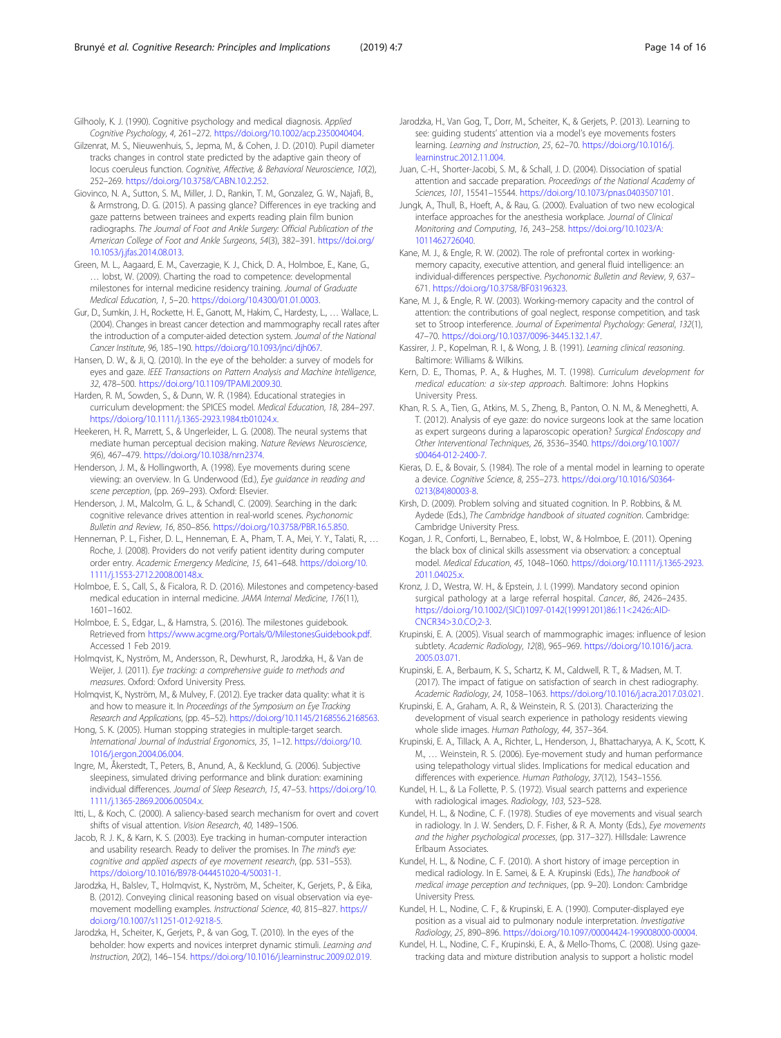Gilhooly, K. J. (1990). Cognitive psychology and medical diagnosis. *Applied Cognitive Psychology*, *4*, 261–272. https://doi.org/10.1002/acp.2350040404.

Gilzenrat, M. S., Nieuwenhuis, S., Jepma, M., & Cohen, J. D. (2010). Pupil diameter tracks changes in control state predicted by the adaptive gain theory of locus coeruleus function. *Cognitive, Affective, & Behavioral Neuroscience*, *10*(2), 252–269. https://doi.org/10.3758/CABN.10.2.252.

Giovinco, N. A., Sutton, S. M., Miller, J. D., Rankin, T. M., Gonzalez, G. W., Najafi, B., & Armstrong, D. G. (2015). A passing glance? Differences in eye tracking and gaze patterns between trainees and experts reading plain film bunion radiographs. *The Journal of Foot and Ankle Surgery: Official Publication of the American College of Foot and Ankle Surgeons*, *54*(3), 382–391. https://doi.org/10.1053/j.jfas.2014.08.013.

Green, M. L., Aagaard, E. M., Caverzagie, K. J., Chick, D. A., Holmboe, E., Kane, G., … Iobst, W. (2009). Charting the road to competence: developmental milestones for internal medicine residency training. *Journal of Graduate Medical Education*, *1*, 5–20. https://doi.org/10.4300/01.01.0003.

Gur, D., Sumkin, J. H., Rockette, H. E., Ganott, M., Hakim, C., Hardesty, L., … Wallace, L. (2004). Changes in breast cancer detection and mammography recall rates after the introduction of a computer-aided detection system. *Journal of the National Cancer Institute*, *96*, 185–190. https://doi.org/10.1093/jnci/djh067.

Hansen, D. W., & Ji, Q. (2010). In the eye of the beholder: a survey of models for eyes and gaze. *IEEE Transactions on Pattern Analysis and Machine Intelligence*, *32*, 478–500. https://doi.org/10.1109/TPAMI.2009.30.

Harden, R. M., Sowden, S., & Dunn, W. R. (1984). Educational strategies in curriculum development: the SPICES model. *Medical Education*, *18*, 284–297. https://doi.org/10.1111/j.1365-2923.1984.tb01024.x.

Heekeren, H. R., Marrett, S., & Ungerleider, L. G. (2008). The neural systems that mediate human perceptual decision making. *Nature Reviews Neuroscience*, *9*(6), 467–479. https://doi.org/10.1038/nrn2374.

Henderson, J. M., & Hollingworth, A. (1998). Eye movements during scene viewing: an overview. In G. Underwood (Ed.), *Eye guidance in reading and scene perception*, (pp. 269–293). Oxford: Elsevier.

Henderson, J. M., Malcolm, G. L., & Schandl, C. (2009). Searching in the dark: cognitive relevance drives attention in real-world scenes. *Psychonomic Bulletin and Review*, *16*, 850–856. https://doi.org/10.3758/PBR.16.5.850.

Henneman, P. L., Fisher, D. L., Henneman, E. A., Pham, T. A., Mei, Y. Y., Talati, R., … Roche, J. (2008). Providers do not verify patient identity during computer order entry. *Academic Emergency Medicine*, *15*, 641–648. https://doi.org/10.1111/j.1553-2712.2008.00148.x.

Holmboe, E. S., Call, S., & Ficalora, R. D. (2016). Milestones and competency-based medical education in internal medicine. *JAMA Internal Medicine*, *176*(11), 1601–1602.

Holmboe, E. S., Edgar, L., & Hamstra, S. (2016). The milestones guidebook. Retrieved from https://www.acgme.org/Portals/0/MilestonesGuidebook.pdf. Accessed 1 Feb 2019.

Holmqvist, K., Nyström, M., Andersson, R., Dewhurst, R., Jarodzka, H., & Van de Weijer, J. (2011). *Eye tracking: a comprehensive guide to methods and measures*. Oxford: Oxford University Press.

Holmqvist, K., Nyström, M., & Mulvey, F. (2012). Eye tracker data quality: what it is and how to measure it. In *Proceedings of the Symposium on Eye Tracking Research and Applications*, (pp. 45–52). https://doi.org/10.1145/2168556.2168563.

Hong, S. K. (2005). Human stopping strategies in multiple-target search. *International Journal of Industrial Ergonomics*, *35*, 1–12. https://doi.org/10.1016/j.ergon.2004.06.004.

Ingre, M., Åkerstedt, T., Peters, B., Anund, A., & Kecklund, G. (2006). Subjective sleepiness, simulated driving performance and blink duration: examining individual differences. *Journal of Sleep Research*, *15*, 47–53. https://doi.org/10.1111/j.1365-2869.2006.00504.x.

Itti, L., & Koch, C. (2000). A saliency-based search mechanism for overt and covert shifts of visual attention. *Vision Research*, *40*, 1489–1506.

Jacob, R. J. K., & Karn, K. S. (2003). Eye tracking in human-computer interaction and usability research. Ready to deliver the promises. In *The mind's eye: cognitive and applied aspects of eye movement research*, (pp. 531–553). https://doi.org/10.1016/B978-044451020-4/50031-1.

Jarodzka, H., Balslev, T., Holmqvist, K., Nyström, M., Scheiter, K., Gerjets, P., & Eika, B. (2012). Conveying clinical reasoning based on visual observation via eye-movement modelling examples. *Instructional Science*, *40*, 815–827. https://doi.org/10.1007/s11251-012-9218-5.

Jarodzka, H., Scheiter, K., Gerjets, P., & van Gog, T. (2010). In the eyes of the beholder: how experts and novices interpret dynamic stimuli. *Learning and Instruction*, *20*(2), 146–154. https://doi.org/10.1016/j.learninstruc.2009.02.019.

Jarodzka, H., Van Gog, T., Dorr, M., Scheiter, K., & Gerjets, P. (2013). Learning to see: guiding students' attention via a model's eye movements fosters learning. *Learning and Instruction*, *25*, 62–70. https://doi.org/10.1016/j.learninstruc.2012.11.004.

Juan, C.-H., Shorter-Jacobi, S. M., & Schall, J. D. (2004). Dissociation of spatial attention and saccade preparation. *Proceedings of the National Academy of Sciences*, *101*, 15541–15544. https://doi.org/10.1073/pnas.0403507101.

Jungk, A., Thull, B., Hoeft, A., & Rau, G. (2000). Evaluation of two new ecological interface approaches for the anesthesia workplace. *Journal of Clinical Monitoring and Computing*, *16*, 243–258. https://doi.org/10.1023/A:1011462726040.

Kane, M. J., & Engle, R. W. (2002). The role of prefrontal cortex in working-memory capacity, executive attention, and general fluid intelligence: an individual-differences perspective. *Psychonomic Bulletin and Review*, *9*, 637–671. https://doi.org/10.3758/BF03196323.

Kane, M. J., & Engle, R. W. (2003). Working-memory capacity and the control of attention: the contributions of goal neglect, response competition, and task set to Stroop interference. *Journal of Experimental Psychology: General*, *132*(1), 47–70. https://doi.org/10.1037/0096-3445.132.1.47.

Kassirer, J. P., Kopelman, R. I., & Wong, J. B. (1991). *Learning clinical reasoning*. Baltimore: Williams & Wilkins.

Kern, D. E., Thomas, P. A., & Hughes, M. T. (1998). *Curriculum development for medical education: a six-step approach*. Baltimore: Johns Hopkins University Press.

Khan, R. S. A., Tien, G., Atkins, M. S., Zheng, B., Panton, O. N. M., & Meneghetti, A. T. (2012). Analysis of eye gaze: do novice surgeons look at the same location as expert surgeons during a laparoscopic operation? *Surgical Endoscopy and Other Interventional Techniques*, *26*, 3536–3540. https://doi.org/10.1007/s00464-012-2400-7.

Kieras, D. E., & Bovair, S. (1984). The role of a mental model in learning to operate a device. *Cognitive Science*, *8*, 255–273. https://doi.org/10.1016/S0364-0213(84)80003-8.

Kirsh, D. (2009). Problem solving and situated cognition. In P. Robbins, & M. Aydede (Eds.), *The Cambridge handbook of situated cognition*. Cambridge: Cambridge University Press.

Kogan, J. R., Conforti, L., Bernabeo, E., Iobst, W., & Holmboe, E. (2011). Opening the black box of clinical skills assessment via observation: a conceptual model. *Medical Education*, *45*, 1048–1060. https://doi.org/10.1111/j.1365-2923.2011.04025.x.

Kronz, J. D., Westra, W. H., & Epstein, J. I. (1999). Mandatory second opinion surgical pathology at a large referral hospital. *Cancer*, *86*, 2426–2435. https://doi.org/10.1002/(SICI)1097-0142(19991201)86:11<2426::AID-CNCR34>3.0.CO;2-3.

Krupinski, E. A. (2005). Visual search of mammographic images: influence of lesion subtlety. *Academic Radiology*, *12*(8), 965–969. https://doi.org/10.1016/j.acra.2005.03.071.

Krupinski, E. A., Berbaum, K. S., Schartz, K. M., Caldwell, R. T., & Madsen, M. T. (2017). The impact of fatigue on satisfaction of search in chest radiography. *Academic Radiology*, *24*, 1058–1063. https://doi.org/10.1016/j.acra.2017.03.021.

Krupinski, E. A., Graham, A. R., & Weinstein, R. S. (2013). Characterizing the development of visual search experience in pathology residents viewing whole slide images. *Human Pathology*, *44*, 357–364.

Krupinski, E. A., Tillack, A. A., Richter, L., Henderson, J., Bhattacharyya, A. K., Scott, K. M., … Weinstein, R. S. (2006). Eye-movement study and human performance using telepathology virtual slides. Implications for medical education and differences with experience. *Human Pathology*, *37*(12), 1543–1556.

Kundel, H. L., & La Follette, P. S. (1972). Visual search patterns and experience with radiological images. *Radiology*, *103*, 523–528.

Kundel, H. L., & Nodine, C. F. (1978). Studies of eye movements and visual search in radiology. In J. W. Senders, D. F. Fisher, & R. A. Monty (Eds.), *Eye movements and the higher psychological processes*, (pp. 317–327). Hillsdale: Lawrence Erlbaum Associates.

Kundel, H. L., & Nodine, C. F. (2010). A short history of image perception in medical radiology. In E. Samei, & E. A. Krupinski (Eds.), *The handbook of medical image perception and techniques*, (pp. 9–20). London: Cambridge University Press.

Kundel, H. L., Nodine, C. F., & Krupinski, E. A. (1990). Computer-displayed eye position as a visual aid to pulmonary nodule interpretation. *Investigative Radiology*, *25*, 890–896. https://doi.org/10.1097/00004424-199008000-00004.

Kundel, H. L., Nodine, C. F., Krupinski, E. A., & Mello-Thoms, C. (2008). Using gaze-tracking data and mixture distribution analysis to support a holistic model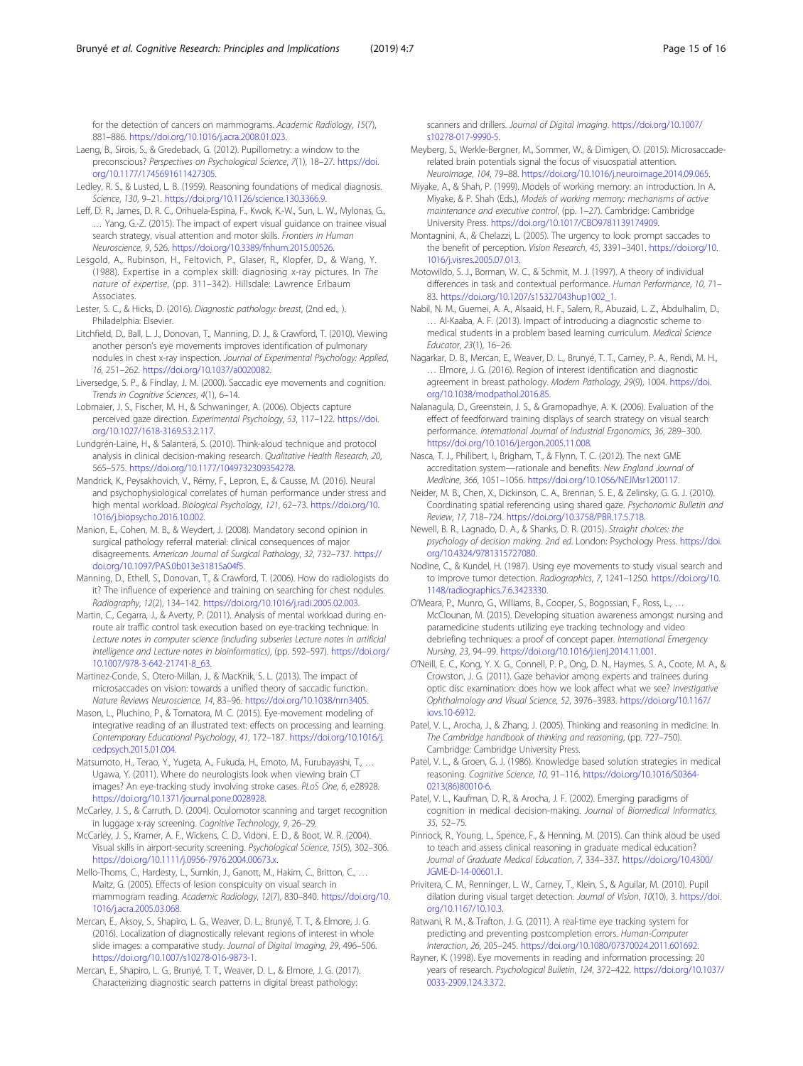for the detection of cancers on mammograms. *Academic Radiology*, *15*(7), 881–886. https://doi.org/10.1016/j.acra.2008.01.023.

Laeng, B., Sirois, S., & Gredeback, G. (2012). Pupillometry: a window to the preconscious? *Perspectives on Psychological Science*, *7*(1), 18–27. https://doi.org/10.1177/1745691611427305.

Ledley, R. S., & Lusted, L. B. (1959). Reasoning foundations of medical diagnosis. *Science*, *130*, 9–21. https://doi.org/10.1126/science.130.3366.9.

Leff, D. R., James, D. R. C., Orihuela-Espina, F., Kwok, K.-W., Sun, L. W., Mylonas, G., … Yang, G.-Z. (2015). The impact of expert visual guidance on trainee visual search strategy, visual attention and motor skills. *Frontiers in Human Neuroscience*, *9*, 526. https://doi.org/10.3389/fnhum.2015.00526.

Lesgold, A., Rubinson, H., Feltovich, P., Glaser, R., Klopfer, D., & Wang, Y. (1988). Expertise in a complex skill: diagnosing x-ray pictures. In *The nature of expertise*, (pp. 311–342). Hillsdale: Lawrence Erlbaum Associates.

Lester, S. C., & Hicks, D. (2016). *Diagnostic pathology: breast*, (2nd ed., ). Philadelphia: Elsevier.

Litchfield, D., Ball, L. J., Donovan, T., Manning, D. J., & Crawford, T. (2010). Viewing another person's eye movements improves identification of pulmonary nodules in chest x-ray inspection. *Journal of Experimental Psychology: Applied*, *16*, 251–262. https://doi.org/10.1037/a0020082.

Liversedge, S. P., & Findlay, J. M. (2000). Saccadic eye movements and cognition. *Trends in Cognitive Sciences*, *4*(1), 6–14.

Lobmaier, J. S., Fischer, M. H., & Schwaninger, A. (2006). Objects capture perceived gaze direction. *Experimental Psychology*, *53*, 117–122. https://doi.org/10.1027/1618-3169.53.2.117.

Lundgrén-Laine, H., & Salanterä, S. (2010). Think-aloud technique and protocol analysis in clinical decision-making research. *Qualitative Health Research*, *20*, 565–575. https://doi.org/10.1177/1049732309354278.

Mandrick, K., Peysakhovich, V., Rémy, F., Lepron, E., & Causse, M. (2016). Neural and psychophysiological correlates of human performance under stress and high mental workload. *Biological Psychology*, *121*, 62–73. https://doi.org/10.1016/j.biopsycho.2016.10.002.

Manion, E., Cohen, M. B., & Weydert, J. (2008). Mandatory second opinion in surgical pathology referral material: clinical consequences of major disagreements. *American Journal of Surgical Pathology*, *32*, 732–737. https://doi.org/10.1097/PAS.0b013e31815a04f5.

Manning, D., Ethell, S., Donovan, T., & Crawford, T. (2006). How do radiologists do it? The influence of experience and training on searching for chest nodules. *Radiography*, *12*(2), 134–142. https://doi.org/10.1016/j.radi.2005.02.003.

Martin, C., Cegarra, J., & Averty, P. (2011). Analysis of mental workload during en-route air traffic control task execution based on eye-tracking technique. In *Lecture notes in computer science (including subseries Lecture notes in artificial intelligence and Lecture notes in bioinformatics)*, (pp. 592–597). https://doi.org/10.1007/978-3-642-21741-8_63.

Martinez-Conde, S., Otero-Millan, J., & MacKnik, S. L. (2013). The impact of microsaccades on vision: towards a unified theory of saccadic function. *Nature Reviews Neuroscience*, *14*, 83–96. https://doi.org/10.1038/nrn3405.

Mason, L., Pluchino, P., & Tornatora, M. C. (2015). Eye-movement modeling of integrative reading of an illustrated text: effects on processing and learning. *Contemporary Educational Psychology*, *41*, 172–187. https://doi.org/10.1016/j.cedpsych.2015.01.004.

Matsumoto, H., Terao, Y., Yugeta, A., Fukuda, H., Emoto, M., Furubayashi, T., … Ugawa, Y. (2011). Where do neurologists look when viewing brain CT images? An eye-tracking study involving stroke cases. *PLoS One*, *6*, e28928. https://doi.org/10.1371/journal.pone.0028928.

McCarley, J. S., & Carruth, D. (2004). Oculomotor scanning and target recognition in luggage x-ray screening. *Cognitive Technology*, *9*, 26–29.

McCarley, J. S., Kramer, A. F., Wickens, C. D., Vidoni, E. D., & Boot, W. R. (2004). Visual skills in airport-security screening. *Psychological Science*, *15*(5), 302–306. https://doi.org/10.1111/j.0956-7976.2004.00673.x.

Mello-Thoms, C., Hardesty, L., Sumkin, J., Ganott, M., Hakim, C., Britton, C., … Maitz, G. (2005). Effects of lesion conspicuity on visual search in mammogram reading. *Academic Radiology*, *12*(7), 830–840. https://doi.org/10.1016/j.acra.2005.03.068.

Mercan, E., Aksoy, S., Shapiro, L. G., Weaver, D. L., Brunyé, T. T., & Elmore, J. G. (2016). Localization of diagnostically relevant regions of interest in whole slide images: a comparative study. *Journal of Digital Imaging*, *29*, 496–506. https://doi.org/10.1007/s10278-016-9873-1.

Mercan, E., Shapiro, L. G., Brunyé, T. T., Weaver, D. L., & Elmore, J. G. (2017). Characterizing diagnostic search patterns in digital breast pathology: scanners and drillers. *Journal of Digital Imaging*. https://doi.org/10.1007/s10278-017-9990-5.

Meyberg, S., Werkle-Bergner, M., Sommer, W., & Dimigen, O. (2015). Microsaccade-related brain potentials signal the focus of visuospatial attention. *NeuroImage*, *104*, 79–88. https://doi.org/10.1016/j.neuroimage.2014.09.065.

Miyake, A., & Shah, P. (1999). Models of working memory: an introduction. In A. Miyake, & P. Shah (Eds.), *Models of working memory: mechanisms of active maintenance and executive control*, (pp. 1–27). Cambridge: Cambridge University Press. https://doi.org/10.1017/CBO9781139174909.

Montagnini, A., & Chelazzi, L. (2005). The urgency to look: prompt saccades to the benefit of perception. *Vision Research*, *45*, 3391–3401. https://doi.org/10.1016/j.visres.2005.07.013.

Motowildo, S. J., Borman, W. C., & Schmit, M. J. (1997). A theory of individual differences in task and contextual performance. *Human Performance*, *10*, 71–83. https://doi.org/10.1207/s15327043hup1002_1.

Nabil, N. M., Guemei, A. A., Alsaaid, H. F., Salem, R., Abuzaid, L. Z., Abdulhalim, D., … Al-Kaaba, A. F. (2013). Impact of introducing a diagnostic scheme to medical students in a problem based learning curriculum. *Medical Science Educator*, *23*(1), 16–26.

Nagarkar, D. B., Mercan, E., Weaver, D. L., Brunyé, T. T., Carney, P. A., Rendi, M. H., … Elmore, J. G. (2016). Region of interest identification and diagnostic agreement in breast pathology. *Modern Pathology*, *29*(9), 1004. https://doi.org/10.1038/modpathol.2016.85.

Nalanagula, D., Greenstein, J. S., & Gramopadhye, A. K. (2006). Evaluation of the effect of feedforward training displays of search strategy on visual search performance. *International Journal of Industrial Ergonomics*, *36*, 289–300. https://doi.org/10.1016/j.ergon.2005.11.008.

Nasca, T. J., Philibert, I., Brigham, T., & Flynn, T. C. (2012). The next GME accreditation system—rationale and benefits. *New England Journal of Medicine*, *366*, 1051–1056. https://doi.org/10.1056/NEJMsr1200117.

Neider, M. B., Chen, X., Dickinson, C. A., Brennan, S. E., & Zelinsky, G. G. J. (2010). Coordinating spatial referencing using shared gaze. *Psychonomic Bulletin and Review*, *17*, 718–724. https://doi.org/10.3758/PBR.17.5.718.

Newell, B. R., Lagnado, D. A., & Shanks, D. R. (2015). *Straight choices: the psychology of decision making. 2nd ed*. London: Psychology Press. https://doi.org/10.4324/9781315727080.

Nodine, C., & Kundel, H. (1987). Using eye movements to study visual search and to improve tumor detection. *Radiographics*, *7*, 1241–1250. https://doi.org/10.1148/radiographics.7.6.3423330.

O'Meara, P., Munro, G., Williams, B., Cooper, S., Bogossian, F., Ross, L., … McClounan, M. (2015). Developing situation awareness amongst nursing and paramedicine students utilizing eye tracking technology and video debriefing techniques: a proof of concept paper. *International Emergency Nursing*, *23*, 94–99. https://doi.org/10.1016/j.ienj.2014.11.001.

O'Neill, E. C., Kong, Y. X. G., Connell, P. P., Ong, D. N., Haymes, S. A., Coote, M. A., & Crowston, J. G. (2011). Gaze behavior among experts and trainees during optic disc examination: does how we look affect what we see? *Investigative Ophthalmology and Visual Science*, *52*, 3976–3983. https://doi.org/10.1167/iovs.10-6912.

Patel, V. L., Arocha, J., & Zhang, J. (2005). Thinking and reasoning in medicine. In *The Cambridge handbook of thinking and reasoning*, (pp. 727–750). Cambridge: Cambridge University Press.

Patel, V. L., & Groen, G. J. (1986). Knowledge based solution strategies in medical reasoning. *Cognitive Science*, *10*, 91–116. https://doi.org/10.1016/S0364-0213(86)80010-6.

Patel, V. L., Kaufman, D. R., & Arocha, J. F. (2002). Emerging paradigms of cognition in medical decision-making. *Journal of Biomedical Informatics*, *35*, 52–75.

Pinnock, R., Young, L., Spence, F., & Henning, M. (2015). Can think aloud be used to teach and assess clinical reasoning in graduate medical education? *Journal of Graduate Medical Education*, *7*, 334–337. https://doi.org/10.4300/JGME-D-14-00601.1.

Privitera, C. M., Renninger, L. W., Carney, T., Klein, S., & Aguilar, M. (2010). Pupil dilation during visual target detection. *Journal of Vision*, *10*(10), 3. https://doi.org/10.1167/10.10.3.

Ratwani, R. M., & Trafton, J. G. (2011). A real-time eye tracking system for predicting and preventing postcompletion errors. *Human-Computer Interaction*, *26*, 205–245. https://doi.org/10.1080/07370024.2011.601692.

Rayner, K. (1998). Eye movements in reading and information processing: 20 years of research. *Psychological Bulletin*, *124*, 372–422. https://doi.org/10.1037/0033-2909.124.3.372.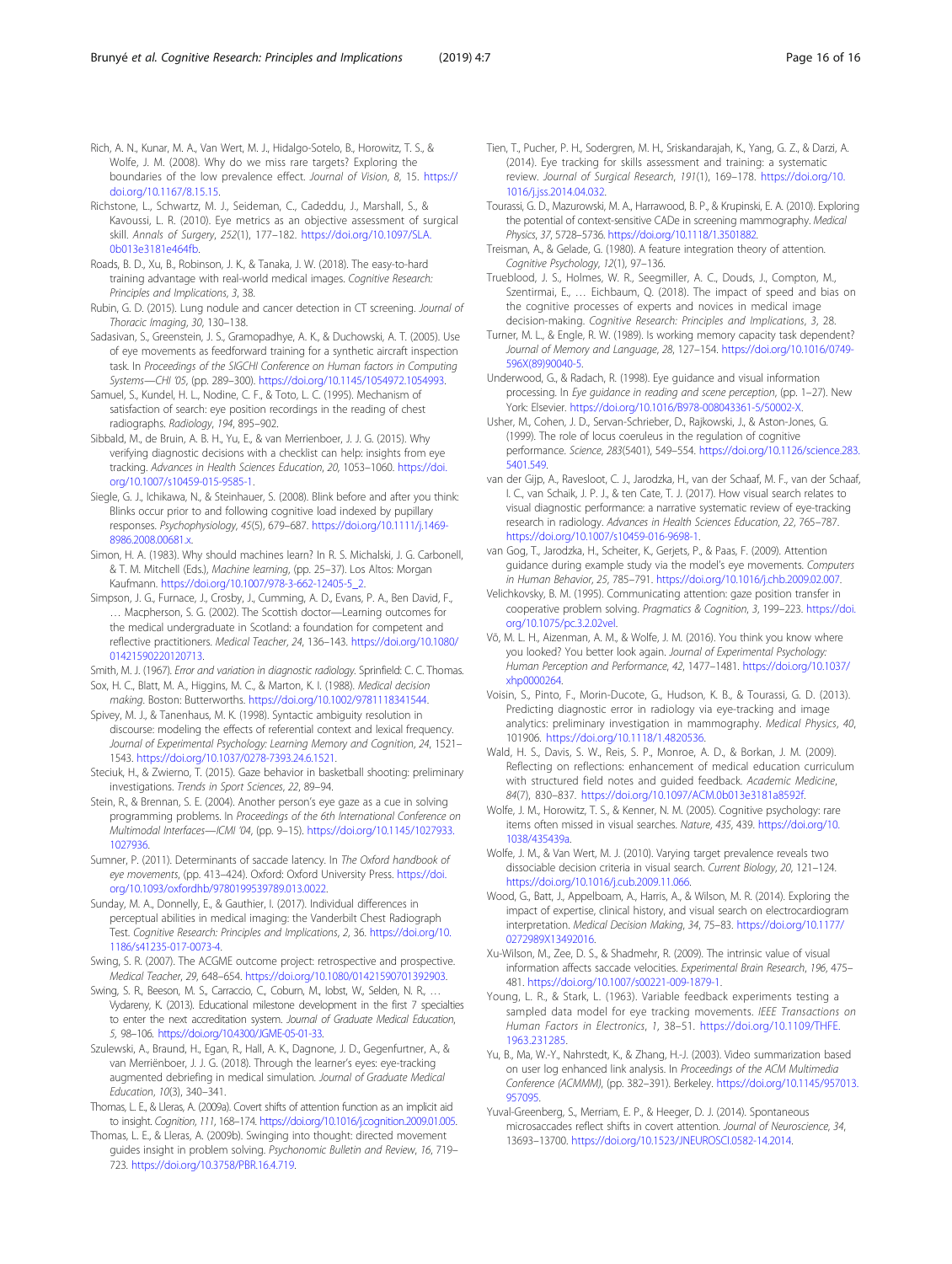Rich, A. N., Kunar, M. A., Van Wert, M. J., Hidalgo-Sotelo, B., Horowitz, T. S., & Wolfe, J. M. (2008). Why do we miss rare targets? Exploring the boundaries of the low prevalence effect. *Journal of Vision*, *8*, 15. https://doi.org/10.1167/8.15.15.

Richstone, L., Schwartz, M. J., Seideman, C., Cadeddu, J., Marshall, S., & Kavoussi, L. R. (2010). Eye metrics as an objective assessment of surgical skill. *Annals of Surgery*, *252*(1), 177–182. https://doi.org/10.1097/SLA.0b013e3181e464fb.

Roads, B. D., Xu, B., Robinson, J. K., & Tanaka, J. W. (2018). The easy-to-hard training advantage with real-world medical images. *Cognitive Research: Principles and Implications*, *3*, 38.

Rubin, G. D. (2015). Lung nodule and cancer detection in CT screening. *Journal of Thoracic Imaging*, *30*, 130–138.

Sadasivan, S., Greenstein, J. S., Gramopadhye, A. K., & Duchowski, A. T. (2005). Use of eye movements as feedforward training for a synthetic aircraft inspection task. In *Proceedings of the SIGCHI Conference on Human factors in Computing Systems—CHI '05*, (pp. 289–300). https://doi.org/10.1145/1054972.1054993.

Samuel, S., Kundel, H. L., Nodine, C. F., & Toto, L. C. (1995). Mechanism of satisfaction of search: eye position recordings in the reading of chest radiographs. *Radiology*, *194*, 895–902.

Sibbald, M., de Bruin, A. B. H., Yu, E., & van Merrienboer, J. J. G. (2015). Why verifying diagnostic decisions with a checklist can help: insights from eye tracking. *Advances in Health Sciences Education*, *20*, 1053–1060. https://doi.org/10.1007/s10459-015-9585-1.

Siegle, G. J., Ichikawa, N., & Steinhauer, S. (2008). Blink before and after you think: Blinks occur prior to and following cognitive load indexed by pupillary responses. *Psychophysiology*, *45*(5), 679–687. https://doi.org/10.1111/j.1469-8986.2008.00681.x.

Simon, H. A. (1983). Why should machines learn? In R. S. Michalski, J. G. Carbonell, & T. M. Mitchell (Eds.), *Machine learning*, (pp. 25–37). Los Altos: Morgan Kaufmann. https://doi.org/10.1007/978-3-662-12405-5_2.

Simpson, J. G., Furnace, J., Crosby, J., Cumming, A. D., Evans, P. A., Ben David, F., … Macpherson, S. G. (2002). The Scottish doctor—Learning outcomes for the medical undergraduate in Scotland: a foundation for competent and reflective practitioners. *Medical Teacher*, *24*, 136–143. https://doi.org/10.1080/01421590220120713.

Smith, M. J. (1967). *Error and variation in diagnostic radiology*. Sprinfield: C. C. Thomas.

Sox, H. C., Blatt, M. A., Higgins, M. C., & Marton, K. I. (1988). *Medical decision making*. Boston: Butterworths. https://doi.org/10.1002/9781118341544.

Spivey, M. J., & Tanenhaus, M. K. (1998). Syntactic ambiguity resolution in discourse: modeling the effects of referential context and lexical frequency. *Journal of Experimental Psychology: Learning Memory and Cognition*, *24*, 1521–1543. https://doi.org/10.1037/0278-7393.24.6.1521.

Steciuk, H., & Zwierno, T. (2015). Gaze behavior in basketball shooting: preliminary investigations. *Trends in Sport Sciences*, *22*, 89–94.

Stein, R., & Brennan, S. E. (2004). Another person's eye gaze as a cue in solving programming problems. In *Proceedings of the 6th International Conference on Multimodal Interfaces—ICMI '04*, (pp. 9–15). https://doi.org/10.1145/1027933.1027936.

Sumner, P. (2011). Determinants of saccade latency. In *The Oxford handbook of eye movements*, (pp. 413–424). Oxford: Oxford University Press. https://doi.org/10.1093/oxfordhb/9780199539789.013.0022.

Sunday, M. A., Donnelly, E., & Gauthier, I. (2017). Individual differences in perceptual abilities in medical imaging: the Vanderbilt Chest Radiograph Test. *Cognitive Research: Principles and Implications*, *2*, 36. https://doi.org/10.1186/s41235-017-0073-4.

Swing, S. R. (2007). The ACGME outcome project: retrospective and prospective. *Medical Teacher*, *29*, 648–654. https://doi.org/10.1080/01421590701392903.

Swing, S. R., Beeson, M. S., Carraccio, C., Coburn, M., Iobst, W., Selden, N. R., … Vydareny, K. (2013). Educational milestone development in the first 7 specialties to enter the next accreditation system. *Journal of Graduate Medical Education*, *5*, 98–106. https://doi.org/10.4300/JGME-05-01-33.

Szulewski, A., Braund, H., Egan, R., Hall, A. K., Dagnone, J. D., Gegenfurtner, A., & van Merriënboer, J. J. G. (2018). Through the learner's eyes: eye-tracking augmented debriefing in medical simulation. *Journal of Graduate Medical Education*, *10*(3), 340–341.

Thomas, L. E., & Lleras, A. (2009a). Covert shifts of attention function as an implicit aid to insight. *Cognition*, *111*, 168–174. https://doi.org/10.1016/j.cognition.2009.01.005.

Thomas, L. E., & Lleras, A. (2009b). Swinging into thought: directed movement guides insight in problem solving. *Psychonomic Bulletin and Review*, *16*, 719–723. https://doi.org/10.3758/PBR.16.4.719.

Tien, T., Pucher, P. H., Sodergren, M. H., Sriskandarajah, K., Yang, G. Z., & Darzi, A. (2014). Eye tracking for skills assessment and training: a systematic review. *Journal of Surgical Research*, *191*(1), 169–178. https://doi.org/10.1016/j.jss.2014.04.032.

Tourassi, G. D., Mazurowski, M. A., Harrawood, B. P., & Krupinski, E. A. (2010). Exploring the potential of context-sensitive CADe in screening mammography. *Medical Physics*, *37*, 5728–5736. https://doi.org/10.1118/1.3501882.

Treisman, A., & Gelade, G. (1980). A feature integration theory of attention. *Cognitive Psychology*, *12*(1), 97–136.

Trueblood, J. S., Holmes, W. R., Seegmiller, A. C., Douds, J., Compton, M., Szentirmai, E., … Eichbaum, Q. (2018). The impact of speed and bias on the cognitive processes of experts and novices in medical image decision-making. *Cognitive Research: Principles and Implications*, *3*, 28.

Turner, M. L., & Engle, R. W. (1989). Is working memory capacity task dependent? *Journal of Memory and Language*, *28*, 127–154. https://doi.org/10.1016/0749-596X(89)90040-5.

Underwood, G., & Radach, R. (1998). Eye guidance and visual information processing. In *Eye guidance in reading and scene perception*, (pp. 1–27). New York: Elsevier. https://doi.org/10.1016/B978-008043361-5/50002-X.

Usher, M., Cohen, J. D., Servan-Schrieber, D., Rajkowski, J., & Aston-Jones, G. (1999). The role of locus coeruleus in the regulation of cognitive performance. *Science*, *283*(5401), 549–554. https://doi.org/10.1126/science.283.5401.549.

van der Gijp, A., Ravesloot, C. J., Jarodzka, H., van der Schaaf, M. F., van der Schaaf, I. C., van Schaik, J. P. J., & ten Cate, T. J. (2017). How visual search relates to visual diagnostic performance: a narrative systematic review of eye-tracking research in radiology. *Advances in Health Sciences Education*, *22*, 765–787. https://doi.org/10.1007/s10459-016-9698-1.

van Gog, T., Jarodzka, H., Scheiter, K., Gerjets, P., & Paas, F. (2009). Attention guidance during example study via the model's eye movements. *Computers in Human Behavior*, *25*, 785–791. https://doi.org/10.1016/j.chb.2009.02.007.

Velichkovsky, B. M. (1995). Communicating attention: gaze position transfer in cooperative problem solving. *Pragmatics & Cognition*, *3*, 199–223. https://doi.org/10.1075/pc.3.2.02vel.

Võ, M. L. H., Aizenman, A. M., & Wolfe, J. M. (2016). You think you know where you looked? You better look again. *Journal of Experimental Psychology: Human Perception and Performance*, *42*, 1477–1481. https://doi.org/10.1037/xhp0000264.

Voisin, S., Pinto, F., Morin-Ducote, G., Hudson, K. B., & Tourassi, G. D. (2013). Predicting diagnostic error in radiology via eye-tracking and image analytics: preliminary investigation in mammography. *Medical Physics*, *40*, 101906. https://doi.org/10.1118/1.4820536.

Wald, H. S., Davis, S. W., Reis, S. P., Monroe, A. D., & Borkan, J. M. (2009). Reflecting on reflections: enhancement of medical education curriculum with structured field notes and guided feedback. *Academic Medicine*, *84*(7), 830–837. https://doi.org/10.1097/ACM.0b013e3181a8592f.

Wolfe, J. M., Horowitz, T. S., & Kenner, N. M. (2005). Cognitive psychology: rare items often missed in visual searches. *Nature*, *435*, 439. https://doi.org/10.1038/435439a.

Wolfe, J. M., & Van Wert, M. J. (2010). Varying target prevalence reveals two dissociable decision criteria in visual search. *Current Biology*, *20*, 121–124. https://doi.org/10.1016/j.cub.2009.11.066.

Wood, G., Batt, J., Appelboam, A., Harris, A., & Wilson, M. R. (2014). Exploring the impact of expertise, clinical history, and visual search on electrocardiogram interpretation. *Medical Decision Making*, *34*, 75–83. https://doi.org/10.1177/0272989X13492016.

Xu-Wilson, M., Zee, D. S., & Shadmehr, R. (2009). The intrinsic value of visual information affects saccade velocities. *Experimental Brain Research*, *196*, 475–481. https://doi.org/10.1007/s00221-009-1879-1.

Young, L. R., & Stark, L. (1963). Variable feedback experiments testing a sampled data model for eye tracking movements. *IEEE Transactions on Human Factors in Electronics*, *1*, 38–51. https://doi.org/10.1109/THFE.1963.231285.

Yu, B., Ma, W.-Y., Nahrstedt, K., & Zhang, H.-J. (2003). Video summarization based on user log enhanced link analysis. In *Proceedings of the ACM Multimedia Conference (ACMMM)*, (pp. 382–391). Berkeley. https://doi.org/10.1145/957013.957095.

Yuval-Greenberg, S., Merriam, E. P., & Heeger, D. J. (2014). Spontaneous microsaccades reflect shifts in covert attention. *Journal of Neuroscience*, *34*, 13693–13700. https://doi.org/10.1523/JNEUROSCI.0582-14.2014.